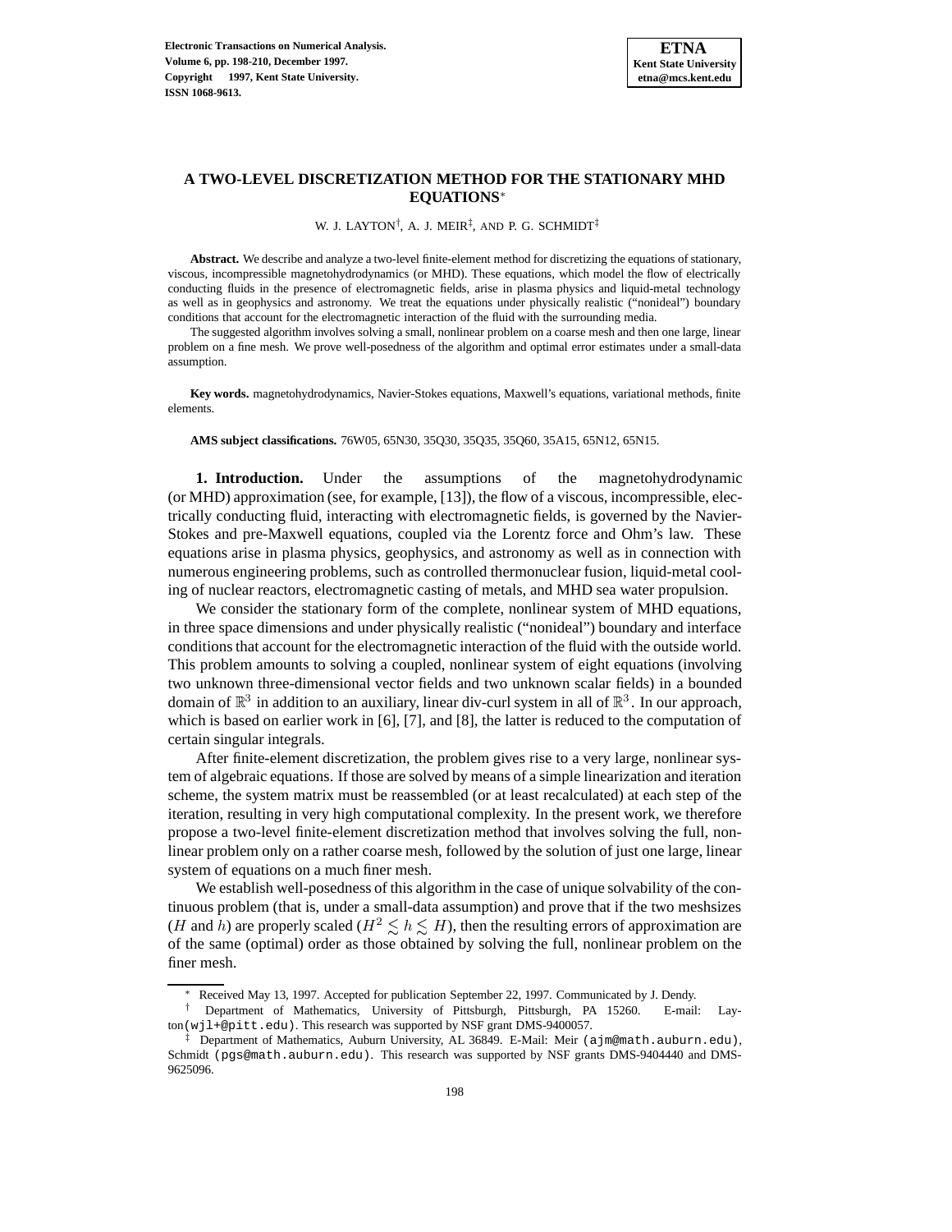# A TWO-LEVEL DISCRETIZATION METHOD FOR THE STATIONARY MHD EQUATIONS*

W. J. LAYTON†, A. J. MEIR‡, AND P. G. SCHMIDT‡

**Abstract.** We describe and analyze a two-level finite-element method for discretizing the equations of stationary, viscous, incompressible magnetohydrodynamics (or MHD). These equations, which model the flow of electrically conducting fluids in the presence of electromagnetic fields, arise in plasma physics and liquid-metal technology as well as in geophysics and astronomy. We treat the equations under physically realistic ("nonideal") boundary conditions that account for the electromagnetic interaction of the fluid with the surrounding media.

The suggested algorithm involves solving a small, nonlinear problem on a coarse mesh and then one large, linear problem on a fine mesh. We prove well-posedness of the algorithm and optimal error estimates under a small-data assumption.

**Key words.** magnetohydrodynamics, Navier-Stokes equations, Maxwell's equations, variational methods, finite elements.

**AMS subject classifications.** 76W05, 65N30, 35Q30, 35Q35, 35Q60, 35A15, 65N12, 65N15.

**1. Introduction.** Under the assumptions of the magnetohydrodynamic (or MHD) approximation (see, for example, [13]), the flow of a viscous, incompressible, electrically conducting fluid, interacting with electromagnetic fields, is governed by the Navier-Stokes and pre-Maxwell equations, coupled via the Lorentz force and Ohm's law. These equations arise in plasma physics, geophysics, and astronomy as well as in connection with numerous engineering problems, such as controlled thermonuclear fusion, liquid-metal cooling of nuclear reactors, electromagnetic casting of metals, and MHD sea water propulsion.

We consider the stationary form of the complete, nonlinear system of MHD equations, in three space dimensions and under physically realistic ("nonideal") boundary and interface conditions that account for the electromagnetic interaction of the fluid with the outside world. This problem amounts to solving a coupled, nonlinear system of eight equations (involving two unknown three-dimensional vector fields and two unknown scalar fields) in a bounded domain of $\mathbb{R}^3$ in addition to an auxiliary, linear div-curl system in all of $\mathbb{R}^3$. In our approach, which is based on earlier work in [6], [7], and [8], the latter is reduced to the computation of certain singular integrals.

After finite-element discretization, the problem gives rise to a very large, nonlinear system of algebraic equations. If those are solved by means of a simple linearization and iteration scheme, the system matrix must be reassembled (or at least recalculated) at each step of the iteration, resulting in very high computational complexity. In the present work, we therefore propose a two-level finite-element discretization method that involves solving the full, nonlinear problem only on a rather coarse mesh, followed by the solution of just one large, linear system of equations on a much finer mesh.

We establish well-posedness of this algorithm in the case of unique solvability of the continuous problem (that is, under a small-data assumption) and prove that if the two meshsizes ($H$ and $h$) are properly scaled ($H^2 \lesssim h \lesssim H$), then the resulting errors of approximation are of the same (optimal) order as those obtained by solving the full, nonlinear problem on the finer mesh.

---

\* Received May 13, 1997. Accepted for publication September 22, 1997. Communicated by J. Dendy.

† Department of Mathematics, University of Pittsburgh, Pittsburgh, PA 15260. E-mail: Layton(wjl+@pitt.edu). This research was supported by NSF grant DMS-9400057.

‡ Department of Mathematics, Auburn University, AL 36849. E-Mail: Meir (ajm@math.auburn.edu), Schmidt (pgs@math.auburn.edu). This research was supported by NSF grants DMS-9404440 and DMS-9625096.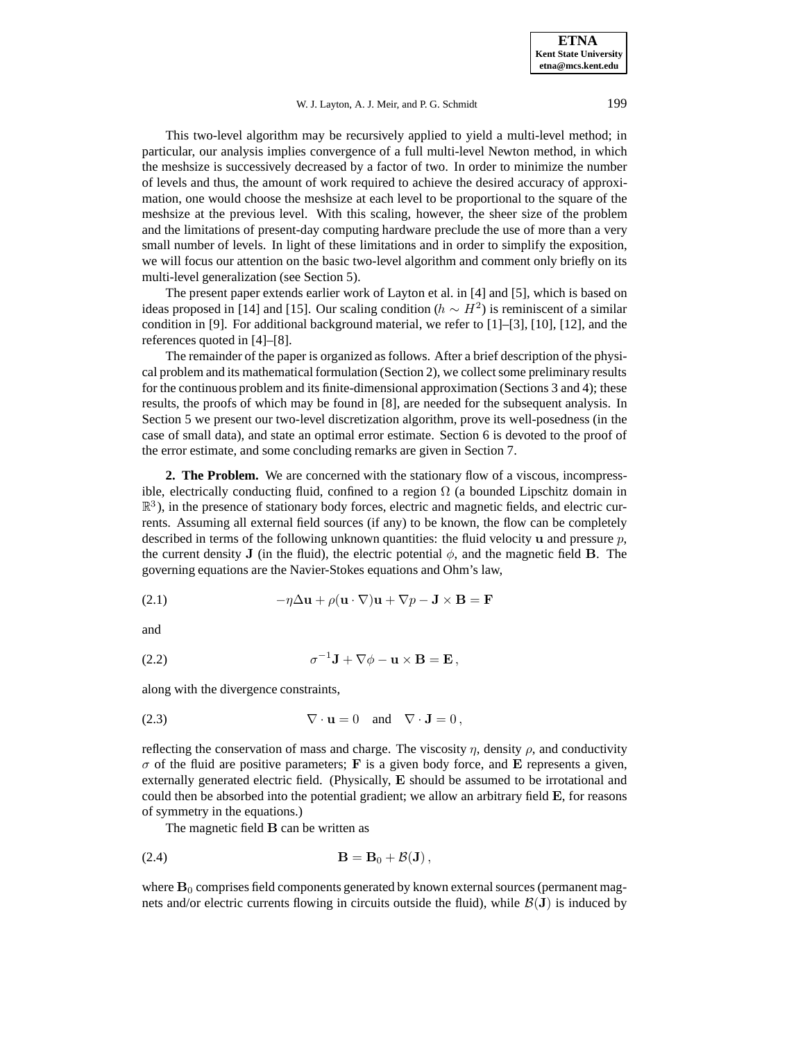This two-level algorithm may be recursively applied to yield a multi-level method; in particular, our analysis implies convergence of a full multi-level Newton method, in which the meshsize is successively decreased by a factor of two. In order to minimize the number of levels and thus, the amount of work required to achieve the desired accuracy of approximation, one would choose the meshsize at each level to be proportional to the square of the meshsize at the previous level. With this scaling, however, the sheer size of the problem and the limitations of present-day computing hardware preclude the use of more than a very small number of levels. In light of these limitations and in order to simplify the exposition, we will focus our attention on the basic two-level algorithm and comment only briefly on its multi-level generalization (see Section 5).

The present paper extends earlier work of Layton et al. in [4] and [5], which is based on ideas proposed in [14] and [15]. Our scaling condition ($h \sim H^2$) is reminiscent of a similar condition in [9]. For additional background material, we refer to [1]–[3], [10], [12], and the references quoted in [4]–[8].

The remainder of the paper is organized as follows. After a brief description of the physical problem and its mathematical formulation (Section 2), we collect some preliminary results for the continuous problem and its finite-dimensional approximation (Sections 3 and 4); these results, the proofs of which may be found in [8], are needed for the subsequent analysis. In Section 5 we present our two-level discretization algorithm, prove its well-posedness (in the case of small data), and state an optimal error estimate. Section 6 is devoted to the proof of the error estimate, and some concluding remarks are given in Section 7.

## 2. The Problem.

We are concerned with the stationary flow of a viscous, incompressible, electrically conducting fluid, confined to a region $\Omega$ (a bounded Lipschitz domain in $\mathbb{R}^3$), in the presence of stationary body forces, electric and magnetic fields, and electric currents. Assuming all external field sources (if any) to be known, the flow can be completely described in terms of the following unknown quantities: the fluid velocity $\mathbf{u}$ and pressure $p$, the current density $\mathbf{J}$ (in the fluid), the electric potential $\phi$, and the magnetic field $\mathbf{B}$. The governing equations are the Navier-Stokes equations and Ohm's law,

$$-\eta\Delta\mathbf{u} + \rho(\mathbf{u}\cdot\nabla)\mathbf{u} + \nabla p - \mathbf{J}\times\mathbf{B} = \mathbf{F} \tag{2.1}$$

and

$$\sigma^{-1}\mathbf{J} + \nabla\phi - \mathbf{u}\times\mathbf{B} = \mathbf{E}\,, \tag{2.2}$$

along with the divergence constraints,

$$\nabla\cdot\mathbf{u} = 0 \quad \text{and} \quad \nabla\cdot\mathbf{J} = 0\,, \tag{2.3}$$

reflecting the conservation of mass and charge. The viscosity $\eta$, density $\rho$, and conductivity $\sigma$ of the fluid are positive parameters; $\mathbf{F}$ is a given body force, and $\mathbf{E}$ represents a given, externally generated electric field. (Physically, $\mathbf{E}$ should be assumed to be irrotational and could then be absorbed into the potential gradient; we allow an arbitrary field $\mathbf{E}$, for reasons of symmetry in the equations.)

The magnetic field $\mathbf{B}$ can be written as

$$\mathbf{B} = \mathbf{B}_0 + \mathcal{B}(\mathbf{J})\,, \tag{2.4}$$

where $\mathbf{B}_0$ comprises field components generated by known external sources (permanent magnets and/or electric currents flowing in circuits outside the fluid), while $\mathcal{B}(\mathbf{J})$ is induced by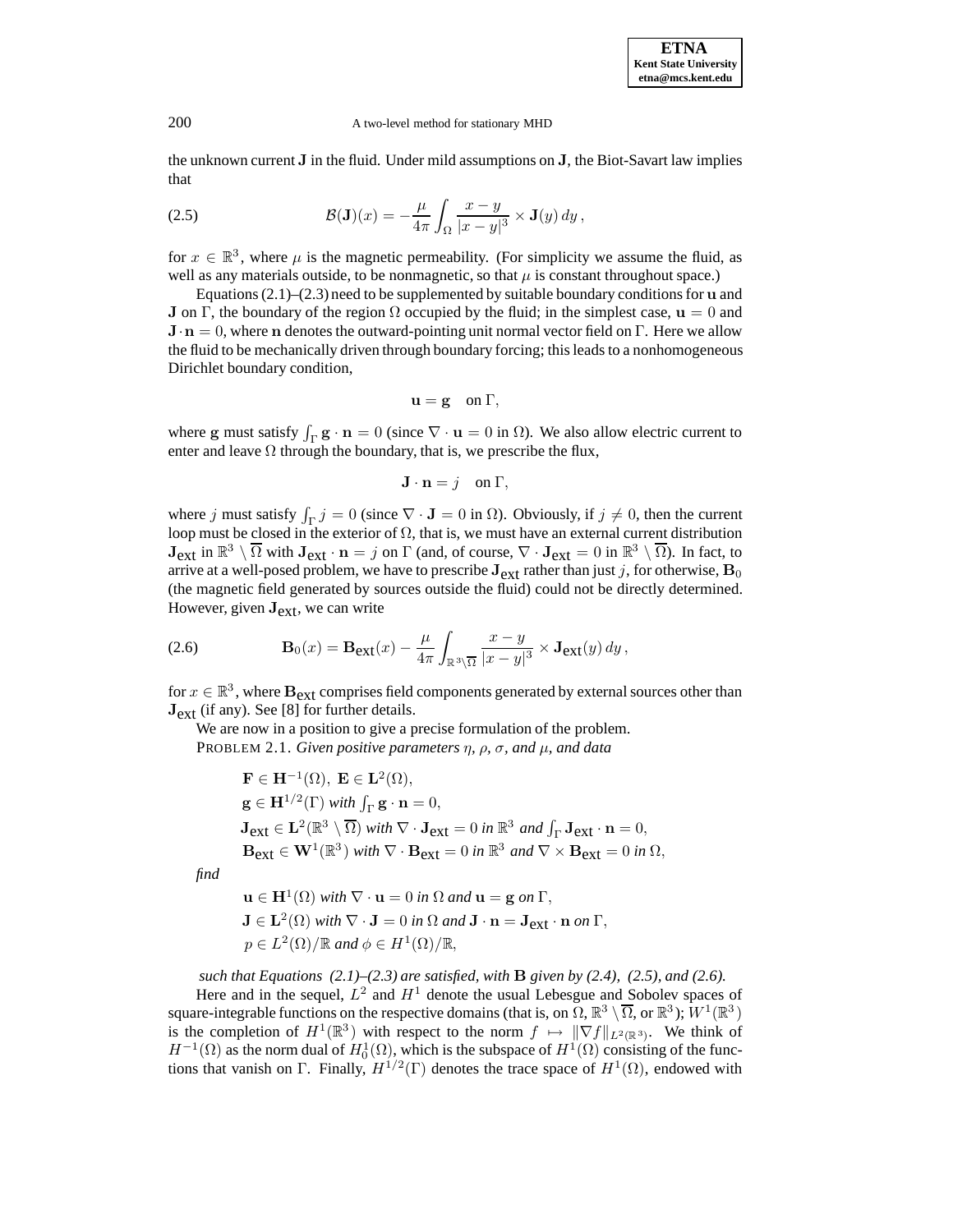the unknown current $\mathbf{J}$ in the fluid. Under mild assumptions on $\mathbf{J}$, the Biot-Savart law implies that

$$\mathcal{B}(\mathbf{J})(x) = -\frac{\mu}{4\pi} \int_{\Omega} \frac{x-y}{|x-y|^3} \times \mathbf{J}(y)\, dy\,, \tag{2.5}$$

for $x \in \mathbb{R}^3$, where $\mu$ is the magnetic permeability. (For simplicity we assume the fluid, as well as any materials outside, to be nonmagnetic, so that $\mu$ is constant throughout space.)

Equations (2.1)–(2.3) need to be supplemented by suitable boundary conditions for $\mathbf{u}$ and $\mathbf{J}$ on $\Gamma$, the boundary of the region $\Omega$ occupied by the fluid; in the simplest case, $\mathbf{u} = 0$ and $\mathbf{J} \cdot \mathbf{n} = 0$, where $\mathbf{n}$ denotes the outward-pointing unit normal vector field on $\Gamma$. Here we allow the fluid to be mechanically driven through boundary forcing; this leads to a nonhomogeneous Dirichlet boundary condition,

$$\mathbf{u} = \mathbf{g} \quad \text{on } \Gamma,$$

where $\mathbf{g}$ must satisfy $\int_\Gamma \mathbf{g} \cdot \mathbf{n} = 0$ (since $\nabla \cdot \mathbf{u} = 0$ in $\Omega$). We also allow electric current to enter and leave $\Omega$ through the boundary, that is, we prescribe the flux,

$$\mathbf{J} \cdot \mathbf{n} = j \quad \text{on } \Gamma,$$

where $j$ must satisfy $\int_\Gamma j = 0$ (since $\nabla \cdot \mathbf{J} = 0$ in $\Omega$). Obviously, if $j \neq 0$, then the current loop must be closed in the exterior of $\Omega$, that is, we must have an external current distribution $\mathbf{J}_{\text{ext}}$ in $\mathbb{R}^3 \setminus \overline{\Omega}$ with $\mathbf{J}_{\text{ext}} \cdot \mathbf{n} = j$ on $\Gamma$ (and, of course, $\nabla \cdot \mathbf{J}_{\text{ext}} = 0$ in $\mathbb{R}^3 \setminus \overline{\Omega}$). In fact, to arrive at a well-posed problem, we have to prescribe $\mathbf{J}_{\text{ext}}$ rather than just $j$, for otherwise, $\mathbf{B}_0$ (the magnetic field generated by sources outside the fluid) could not be directly determined. However, given $\mathbf{J}_{\text{ext}}$, we can write

$$\mathbf{B}_0(x) = \mathbf{B}_{\text{ext}}(x) - \frac{\mu}{4\pi} \int_{\mathbb{R}^3 \setminus \overline{\Omega}} \frac{x-y}{|x-y|^3} \times \mathbf{J}_{\text{ext}}(y)\, dy\,, \tag{2.6}$$

for $x \in \mathbb{R}^3$, where $\mathbf{B}_{\text{ext}}$ comprises field components generated by external sources other than $\mathbf{J}_{\text{ext}}$ (if any). See [8] for further details.

We are now in a position to give a precise formulation of the problem.

PROBLEM 2.1. *Given positive parameters $\eta$, $\rho$, $\sigma$, and $\mu$, and data*

$\mathbf{F} \in \mathbf{H}^{-1}(\Omega),\ \mathbf{E} \in \mathbf{L}^2(\Omega),$
$\mathbf{g} \in \mathbf{H}^{1/2}(\Gamma)$ *with* $\int_\Gamma \mathbf{g} \cdot \mathbf{n} = 0,$
$\mathbf{J}_{\text{ext}} \in \mathbf{L}^2(\mathbb{R}^3 \setminus \overline{\Omega})$ *with* $\nabla \cdot \mathbf{J}_{\text{ext}} = 0$ *in* $\mathbb{R}^3$ *and* $\int_\Gamma \mathbf{J}_{\text{ext}} \cdot \mathbf{n} = 0,$
$\mathbf{B}_{\text{ext}} \in \mathbf{W}^1(\mathbb{R}^3)$ *with* $\nabla \cdot \mathbf{B}_{\text{ext}} = 0$ *in* $\mathbb{R}^3$ *and* $\nabla \times \mathbf{B}_{\text{ext}} = 0$ *in* $\Omega,$

*find*

$\mathbf{u} \in \mathbf{H}^1(\Omega)$ *with* $\nabla \cdot \mathbf{u} = 0$ *in* $\Omega$ *and* $\mathbf{u} = \mathbf{g}$ *on* $\Gamma,$
$\mathbf{J} \in \mathbf{L}^2(\Omega)$ *with* $\nabla \cdot \mathbf{J} = 0$ *in* $\Omega$ *and* $\mathbf{J} \cdot \mathbf{n} = \mathbf{J}_{\text{ext}} \cdot \mathbf{n}$ *on* $\Gamma,$
$p \in L^2(\Omega)/\mathbb{R}$ *and* $\phi \in H^1(\Omega)/\mathbb{R},$

*such that Equations (2.1)–(2.3) are satisfied, with* $\mathbf{B}$ *given by (2.4), (2.5), and (2.6).*

Here and in the sequel, $L^2$ and $H^1$ denote the usual Lebesgue and Sobolev spaces of square-integrable functions on the respective domains (that is, on $\Omega$, $\mathbb{R}^3 \setminus \overline{\Omega}$, or $\mathbb{R}^3$); $W^1(\mathbb{R}^3)$ is the completion of $H^1(\mathbb{R}^3)$ with respect to the norm $f \mapsto \|\nabla f\|_{L^2(\mathbb{R}^3)}$. We think of $H^{-1}(\Omega)$ as the norm dual of $H^1_0(\Omega)$, which is the subspace of $H^1(\Omega)$ consisting of the functions that vanish on $\Gamma$. Finally, $H^{1/2}(\Gamma)$ denotes the trace space of $H^1(\Omega)$, endowed with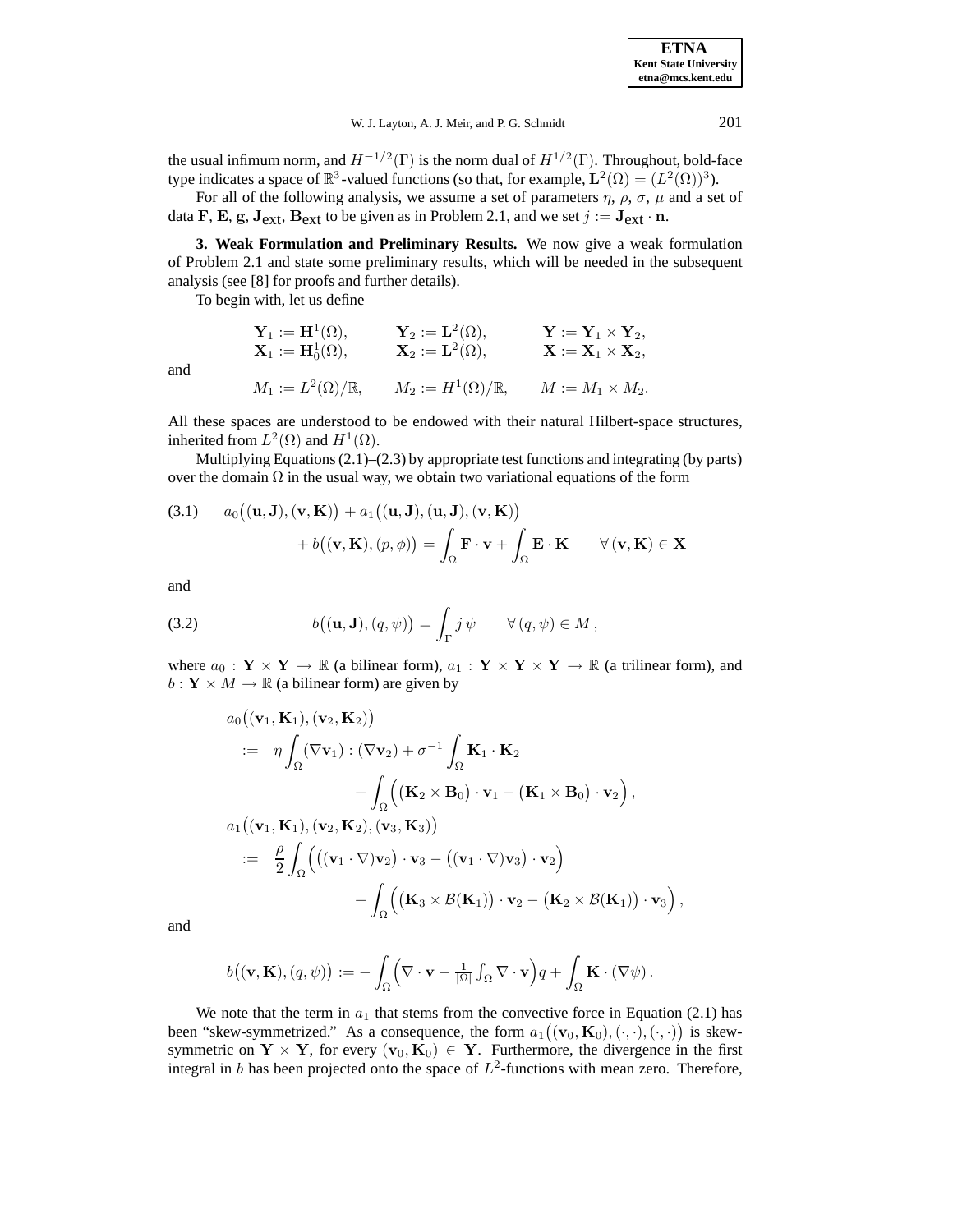the usual infimum norm, and $H^{-1/2}(\Gamma)$ is the norm dual of $H^{1/2}(\Gamma)$. Throughout, bold-face type indicates a space of $\mathbb{R}^3$-valued functions (so that, for example, $\mathbf{L}^2(\Omega) = (L^2(\Omega))^3$).

For all of the following analysis, we assume a set of parameters $\eta$, $\rho$, $\sigma$, $\mu$ and a set of data $\mathbf{F}$, $\mathbf{E}$, $\mathbf{g}$, $\mathbf{J}_{\text{ext}}$, $\mathbf{B}_{\text{ext}}$ to be given as in Problem 2.1, and we set $j := \mathbf{J}_{\text{ext}} \cdot \mathbf{n}$.

**3. Weak Formulation and Preliminary Results.** We now give a weak formulation of Problem 2.1 and state some preliminary results, which will be needed in the subsequent analysis (see [8] for proofs and further details).

To begin with, let us define

$$
\begin{aligned}
&\mathbf{Y}_1 := \mathbf{H}^1(\Omega), &\quad &\mathbf{Y}_2 := \mathbf{L}^2(\Omega), &\quad &\mathbf{Y} := \mathbf{Y}_1 \times \mathbf{Y}_2,\\
&\mathbf{X}_1 := \mathbf{H}^1_0(\Omega), &\quad &\mathbf{X}_2 := \mathbf{L}^2(\Omega), &\quad &\mathbf{X} := \mathbf{X}_1 \times \mathbf{X}_2,
\end{aligned}
$$

and

$$
M_1 := L^2(\Omega)/\mathbb{R}, \qquad M_2 := H^1(\Omega)/\mathbb{R}, \qquad M := M_1 \times M_2.
$$

All these spaces are understood to be endowed with their natural Hilbert-space structures, inherited from $L^2(\Omega)$ and $H^1(\Omega)$.

Multiplying Equations (2.1)–(2.3) by appropriate test functions and integrating (by parts) over the domain $\Omega$ in the usual way, we obtain two variational equations of the form

$$
\begin{aligned}
(3.1)\qquad a_0\big((\mathbf{u},\mathbf{J}),(\mathbf{v},\mathbf{K})\big) &+ a_1\big((\mathbf{u},\mathbf{J}),(\mathbf{u},\mathbf{J}),(\mathbf{v},\mathbf{K})\big)\\
&+ b\big((\mathbf{v},\mathbf{K}),(p,\phi)\big) = \int_\Omega \mathbf{F}\cdot\mathbf{v} + \int_\Omega \mathbf{E}\cdot\mathbf{K} \qquad \forall\,(\mathbf{v},\mathbf{K}) \in \mathbf{X}
\end{aligned}
$$

and

$$
(3.2)\qquad b\big((\mathbf{u},\mathbf{J}),(q,\psi)\big) = \int_\Gamma j\,\psi \qquad \forall\,(q,\psi) \in M\,,
$$

where $a_0 : \mathbf{Y}\times\mathbf{Y} \to \mathbb{R}$ (a bilinear form), $a_1 : \mathbf{Y}\times\mathbf{Y}\times\mathbf{Y} \to \mathbb{R}$ (a trilinear form), and $b : \mathbf{Y}\times M \to \mathbb{R}$ (a bilinear form) are given by

$$
\begin{aligned}
&a_0\big((\mathbf{v}_1,\mathbf{K}_1),(\mathbf{v}_2,\mathbf{K}_2)\big)\\
&\quad := \eta\int_\Omega (\nabla\mathbf{v}_1) : (\nabla\mathbf{v}_2) + \sigma^{-1}\int_\Omega \mathbf{K}_1\cdot\mathbf{K}_2\\
&\qquad\qquad + \int_\Omega \Big(\big(\mathbf{K}_2\times\mathbf{B}_0\big)\cdot\mathbf{v}_1 - \big(\mathbf{K}_1\times\mathbf{B}_0\big)\cdot\mathbf{v}_2\Big)\,,\\
&a_1\big((\mathbf{v}_1,\mathbf{K}_1),(\mathbf{v}_2,\mathbf{K}_2),(\mathbf{v}_3,\mathbf{K}_3)\big)\\
&\quad := \frac{\rho}{2}\int_\Omega \Big(\big((\mathbf{v}_1\cdot\nabla)\mathbf{v}_2\big)\cdot\mathbf{v}_3 - \big((\mathbf{v}_1\cdot\nabla)\mathbf{v}_3\big)\cdot\mathbf{v}_2\Big)\\
&\qquad\qquad + \int_\Omega \Big(\big(\mathbf{K}_3\times\mathcal{B}(\mathbf{K}_1)\big)\cdot\mathbf{v}_2 - \big(\mathbf{K}_2\times\mathcal{B}(\mathbf{K}_1)\big)\cdot\mathbf{v}_3\Big)\,,
\end{aligned}
$$

and

$$
b\big((\mathbf{v},\mathbf{K}),(q,\psi)\big) := -\int_\Omega \Big(\nabla\cdot\mathbf{v} - \tfrac{1}{|\Omega|}\int_\Omega \nabla\cdot\mathbf{v}\Big)q + \int_\Omega \mathbf{K}\cdot(\nabla\psi)\,.
$$

We note that the term in $a_1$ that stems from the convective force in Equation (2.1) has been "skew-symmetrized." As a consequence, the form $a_1\big((\mathbf{v}_0,\mathbf{K}_0),(\cdot,\cdot),(\cdot,\cdot)\big)$ is skew-symmetric on $\mathbf{Y}\times\mathbf{Y}$, for every $(\mathbf{v}_0,\mathbf{K}_0) \in \mathbf{Y}$. Furthermore, the divergence in the first integral in $b$ has been projected onto the space of $L^2$-functions with mean zero. Therefore,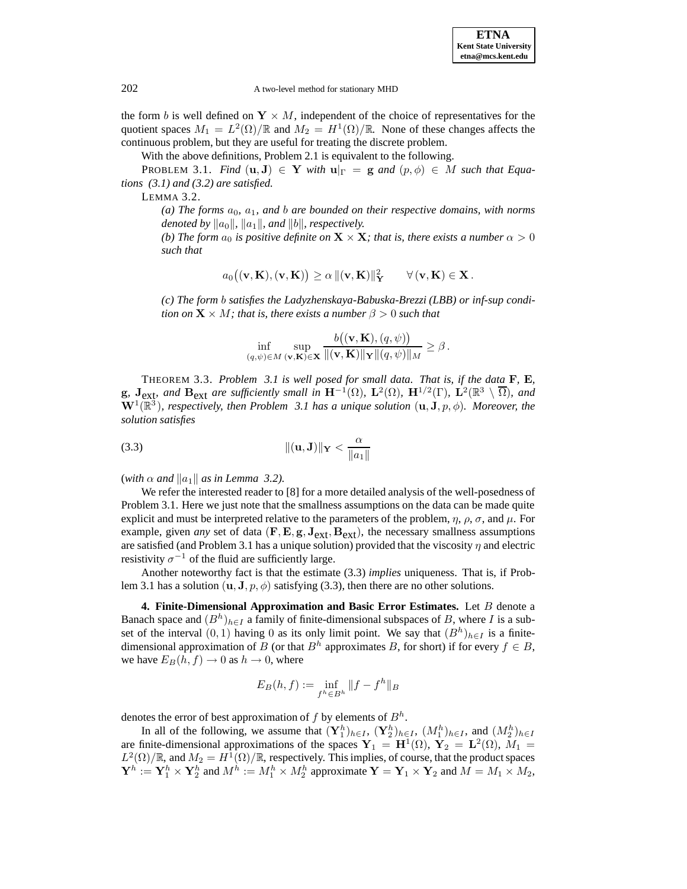the form $b$ is well defined on $\mathbf{Y} \times M$, independent of the choice of representatives for the quotient spaces $M_1 = L^2(\Omega)/\mathbb{R}$ and $M_2 = H^1(\Omega)/\mathbb{R}$. None of these changes affects the continuous problem, but they are useful for treating the discrete problem.

With the above definitions, Problem 2.1 is equivalent to the following.

PROBLEM 3.1. *Find $(\mathbf{u}, \mathbf{J}) \in \mathbf{Y}$ with $\mathbf{u}|_\Gamma = \mathbf{g}$ and $(p, \phi) \in M$ such that Equations (3.1) and (3.2) are satisfied.*

LEMMA 3.2.

*(a) The forms $a_0$, $a_1$, and $b$ are bounded on their respective domains, with norms denoted by $\|a_0\|$, $\|a_1\|$, and $\|b\|$, respectively.*

*(b) The form $a_0$ is positive definite on $\mathbf{X} \times \mathbf{X}$; that is, there exists a number $\alpha > 0$ such that*

$$a_0\big((\mathbf{v}, \mathbf{K}), (\mathbf{v}, \mathbf{K})\big) \geq \alpha \, \|(\mathbf{v}, \mathbf{K})\|^2_{\mathbf{Y}} \qquad \forall \, (\mathbf{v}, \mathbf{K}) \in \mathbf{X}\,.$$

*(c) The form $b$ satisfies the Ladyzhenskaya-Babuska-Brezzi (LBB) or inf-sup condition on $\mathbf{X} \times M$; that is, there exists a number $\beta > 0$ such that*

$$\inf_{(q,\psi) \in M} \sup_{(\mathbf{v},\mathbf{K}) \in \mathbf{X}} \frac{b\big((\mathbf{v}, \mathbf{K}), (q, \psi)\big)}{\|(\mathbf{v}, \mathbf{K})\|_{\mathbf{Y}} \|(q, \psi)\|_M} \geq \beta\,.$$

THEOREM 3.3. *Problem 3.1 is well posed for small data. That is, if the data $\mathbf{F}$, $\mathbf{E}$, $\mathbf{g}$, $\mathbf{J}_{\text{ext}}$, and $\mathbf{B}_{\text{ext}}$ are sufficiently small in $\mathbf{H}^{-1}(\Omega)$, $\mathbf{L}^2(\Omega)$, $\mathbf{H}^{1/2}(\Gamma)$, $\mathbf{L}^2(\mathbb{R}^3 \setminus \overline{\Omega})$, and $\mathbf{W}^1(\mathbb{R}^3)$, respectively, then Problem 3.1 has a unique solution $(\mathbf{u}, \mathbf{J}, p, \phi)$. Moreover, the solution satisfies*

$$\|(\mathbf{u}, \mathbf{J})\|_{\mathbf{Y}} < \frac{\alpha}{\|a_1\|} \tag{3.3}$$

(*with $\alpha$ and $\|a_1\|$ as in Lemma 3.2).*

We refer the interested reader to [8] for a more detailed analysis of the well-posedness of Problem 3.1. Here we just note that the smallness assumptions on the data can be made quite explicit and must be interpreted relative to the parameters of the problem, $\eta$, $\rho$, $\sigma$, and $\mu$. For example, given *any* set of data $(\mathbf{F}, \mathbf{E}, \mathbf{g}, \mathbf{J}_{\text{ext}}, \mathbf{B}_{\text{ext}})$, the necessary smallness assumptions are satisfied (and Problem 3.1 has a unique solution) provided that the viscosity $\eta$ and electric resistivity $\sigma^{-1}$ of the fluid are sufficiently large.

Another noteworthy fact is that the estimate (3.3) *implies* uniqueness. That is, if Problem 3.1 has a solution $(\mathbf{u}, \mathbf{J}, p, \phi)$ satisfying (3.3), then there are no other solutions.

**4. Finite-Dimensional Approximation and Basic Error Estimates.** Let $B$ denote a Banach space and $(B^h)_{h \in I}$ a family of finite-dimensional subspaces of $B$, where $I$ is a subset of the interval $(0, 1)$ having 0 as its only limit point. We say that $(B^h)_{h \in I}$ is a finite-dimensional approximation of $B$ (or that $B^h$ approximates $B$, for short) if for every $f \in B$, we have $E_B(h, f) \to 0$ as $h \to 0$, where

$$E_B(h, f) := \inf_{f^h \in B^h} \|f - f^h\|_B$$

denotes the error of best approximation of $f$ by elements of $B^h$.

In all of the following, we assume that $(\mathbf{Y}_1^h)_{h \in I}$, $(\mathbf{Y}_2^h)_{h \in I}$, $(M_1^h)_{h \in I}$, and $(M_2^h)_{h \in I}$ are finite-dimensional approximations of the spaces $\mathbf{Y}_1 = \mathbf{H}^1(\Omega)$, $\mathbf{Y}_2 = \mathbf{L}^2(\Omega)$, $M_1 = L^2(\Omega)/\mathbb{R}$, and $M_2 = H^1(\Omega)/\mathbb{R}$, respectively. This implies, of course, that the product spaces $\mathbf{Y}^h := \mathbf{Y}_1^h \times \mathbf{Y}_2^h$ and $M^h := M_1^h \times M_2^h$ approximate $\mathbf{Y} = \mathbf{Y}_1 \times \mathbf{Y}_2$ and $M = M_1 \times M_2$,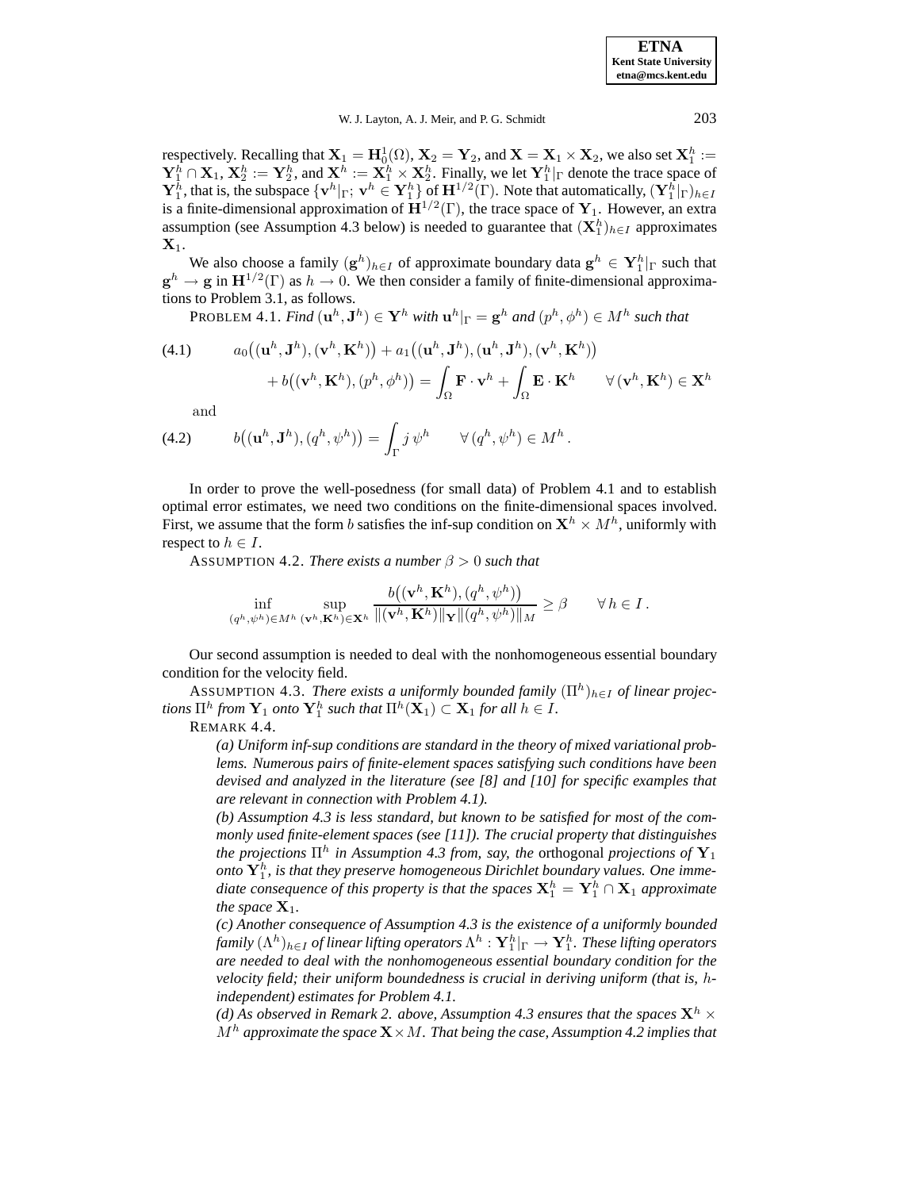respectively. Recalling that $\mathbf{X}_1 = \mathbf{H}^1_0(\Omega)$, $\mathbf{X}_2 = \mathbf{Y}_2$, and $\mathbf{X} = \mathbf{X}_1 \times \mathbf{X}_2$, we also set $\mathbf{X}^h_1 := \mathbf{Y}^h_1 \cap \mathbf{X}_1$, $\mathbf{X}^h_2 := \mathbf{Y}^h_2$, and $\mathbf{X}^h := \mathbf{X}^h_1 \times \mathbf{X}^h_2$. Finally, we let $\mathbf{Y}^h_1|_\Gamma$ denote the trace space of $\mathbf{Y}^h_1$, that is, the subspace $\{\mathbf{v}^h|_\Gamma;\ \mathbf{v}^h \in \mathbf{Y}^h_1\}$ of $\mathbf{H}^{1/2}(\Gamma)$. Note that automatically, $(\mathbf{Y}^h_1|_\Gamma)_{h\in I}$ is a finite-dimensional approximation of $\mathbf{H}^{1/2}(\Gamma)$, the trace space of $\mathbf{Y}_1$. However, an extra assumption (see Assumption 4.3 below) is needed to guarantee that $(\mathbf{X}^h_1)_{h\in I}$ approximates $\mathbf{X}_1$.

We also choose a family $(\mathbf{g}^h)_{h\in I}$ of approximate boundary data $\mathbf{g}^h \in \mathbf{Y}^h_1|_\Gamma$ such that $\mathbf{g}^h \to \mathbf{g}$ in $\mathbf{H}^{1/2}(\Gamma)$ as $h \to 0$. We then consider a family of finite-dimensional approximations to Problem 3.1, as follows.

PROBLEM 4.1. *Find $(\mathbf{u}^h, \mathbf{J}^h) \in \mathbf{Y}^h$ with $\mathbf{u}^h|_\Gamma = \mathbf{g}^h$ and $(p^h, \phi^h) \in M^h$ such that*

$$
\begin{aligned}
(4.1) \qquad & a_0\big((\mathbf{u}^h,\mathbf{J}^h),(\mathbf{v}^h,\mathbf{K}^h)\big) + a_1\big((\mathbf{u}^h,\mathbf{J}^h),(\mathbf{u}^h,\mathbf{J}^h),(\mathbf{v}^h,\mathbf{K}^h)\big) \\
& \quad + b\big((\mathbf{v}^h,\mathbf{K}^h),(p^h,\phi^h)\big) = \int_\Omega \mathbf{F}\cdot\mathbf{v}^h + \int_\Omega \mathbf{E}\cdot\mathbf{K}^h \qquad \forall\,(\mathbf{v}^h,\mathbf{K}^h) \in \mathbf{X}^h
\end{aligned}
$$

and

$$
(4.2) \qquad b\big((\mathbf{u}^h,\mathbf{J}^h),(q^h,\psi^h)\big) = \int_\Gamma j\,\psi^h \qquad \forall\,(q^h,\psi^h) \in M^h\,.
$$

In order to prove the well-posedness (for small data) of Problem 4.1 and to establish optimal error estimates, we need two conditions on the finite-dimensional spaces involved. First, we assume that the form $b$ satisfies the inf-sup condition on $\mathbf{X}^h \times M^h$, uniformly with respect to $h \in I$.

ASSUMPTION 4.2. *There exists a number $\beta > 0$ such that*

$$
\inf_{(q^h,\psi^h)\in M^h}\ \sup_{(\mathbf{v}^h,\mathbf{K}^h)\in\mathbf{X}^h} \frac{b\big((\mathbf{v}^h,\mathbf{K}^h),(q^h,\psi^h)\big)}{\|(\mathbf{v}^h,\mathbf{K}^h)\|_{\mathbf{Y}}\|(q^h,\psi^h)\|_M} \geq \beta \qquad \forall\, h \in I\,.
$$

Our second assumption is needed to deal with the nonhomogeneous essential boundary condition for the velocity field.

ASSUMPTION 4.3. *There exists a uniformly bounded family $(\Pi^h)_{h\in I}$ of linear projections $\Pi^h$ from $\mathbf{Y}_1$ onto $\mathbf{Y}^h_1$ such that $\Pi^h(\mathbf{X}_1) \subset \mathbf{X}_1$ for all $h \in I$.*

REMARK 4.4.

*(a) Uniform inf-sup conditions are standard in the theory of mixed variational problems. Numerous pairs of finite-element spaces satisfying such conditions have been devised and analyzed in the literature (see [8] and [10] for specific examples that are relevant in connection with Problem 4.1).*

*(b) Assumption 4.3 is less standard, but known to be satisfied for most of the commonly used finite-element spaces (see [11]). The crucial property that distinguishes the projections $\Pi^h$ in Assumption 4.3 from, say, the* orthogonal *projections of $\mathbf{Y}_1$ onto $\mathbf{Y}^h_1$, is that they preserve homogeneous Dirichlet boundary values. One immediate consequence of this property is that the spaces $\mathbf{X}^h_1 = \mathbf{Y}^h_1 \cap \mathbf{X}_1$ approximate the space $\mathbf{X}_1$.*

*(c) Another consequence of Assumption 4.3 is the existence of a uniformly bounded family $(\Lambda^h)_{h\in I}$ of linear lifting operators $\Lambda^h : \mathbf{Y}^h_1|_\Gamma \to \mathbf{Y}^h_1$. These lifting operators are needed to deal with the nonhomogeneous essential boundary condition for the velocity field; their uniform boundedness is crucial in deriving uniform (that is, $h$-independent) estimates for Problem 4.1.*

*(d) As observed in Remark 2. above, Assumption 4.3 ensures that the spaces $\mathbf{X}^h \times M^h$ approximate the space $\mathbf{X}\times M$. That being the case, Assumption 4.2 implies that*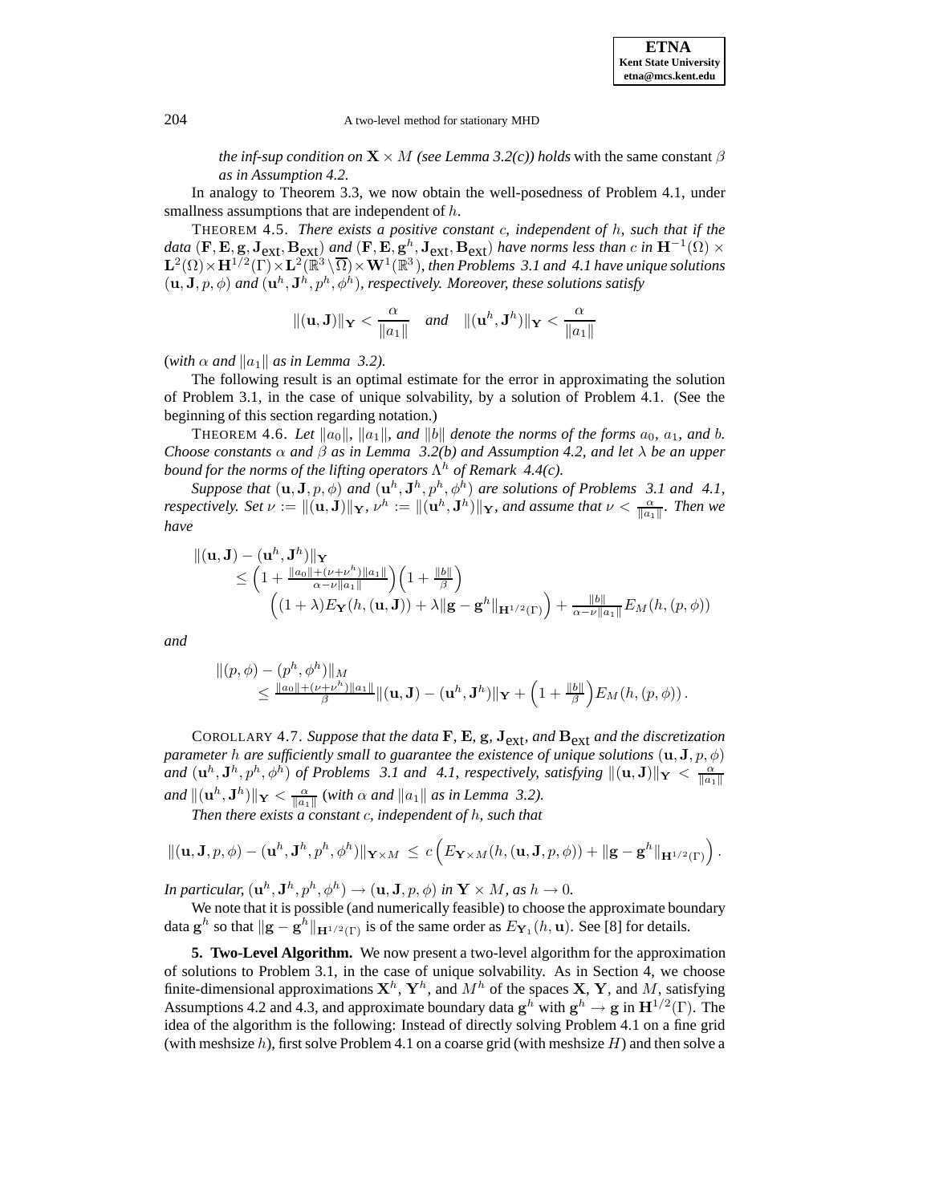*the inf-sup condition on $\mathbf{X} \times M$ (see Lemma 3.2(c)) holds* with the same constant $\beta$ *as in Assumption 4.2.*

In analogy to Theorem 3.3, we now obtain the well-posedness of Problem 4.1, under smallness assumptions that are independent of $h$.

THEOREM 4.5. *There exists a positive constant $c$, independent of $h$, such that if the data $(\mathbf{F}, \mathbf{E}, \mathbf{g}, \mathbf{J}_{\text{ext}}, \mathbf{B}_{\text{ext}})$ and $(\mathbf{F}, \mathbf{E}, \mathbf{g}^h, \mathbf{J}_{\text{ext}}, \mathbf{B}_{\text{ext}})$ have norms less than $c$ in $\mathbf{H}^{-1}(\Omega) \times \mathbf{L}^2(\Omega) \times \mathbf{H}^{1/2}(\Gamma) \times \mathbf{L}^2(\mathbb{R}^3 \setminus \overline{\Omega}) \times \mathbf{W}^1(\mathbb{R}^3)$, then Problems 3.1 and 4.1 have unique solutions $(\mathbf{u}, \mathbf{J}, p, \phi)$ and $(\mathbf{u}^h, \mathbf{J}^h, p^h, \phi^h)$, respectively. Moreover, these solutions satisfy*

$$\|(\mathbf{u}, \mathbf{J})\|_{\mathbf{Y}} < \frac{\alpha}{\|a_1\|} \quad \textit{and} \quad \|(\mathbf{u}^h, \mathbf{J}^h)\|_{\mathbf{Y}} < \frac{\alpha}{\|a_1\|}$$

(*with $\alpha$ and $\|a_1\|$ as in Lemma 3.2).*

The following result is an optimal estimate for the error in approximating the solution of Problem 3.1, in the case of unique solvability, by a solution of Problem 4.1. (See the beginning of this section regarding notation.)

THEOREM 4.6. *Let $\|a_0\|$, $\|a_1\|$, and $\|b\|$ denote the norms of the forms $a_0$, $a_1$, and $b$. Choose constants $\alpha$ and $\beta$ as in Lemma 3.2(b) and Assumption 4.2, and let $\lambda$ be an upper bound for the norms of the lifting operators $\Lambda^h$ of Remark 4.4(c).*

*Suppose that $(\mathbf{u}, \mathbf{J}, p, \phi)$ and $(\mathbf{u}^h, \mathbf{J}^h, p^h, \phi^h)$ are solutions of Problems 3.1 and 4.1, respectively. Set $\nu := \|(\mathbf{u}, \mathbf{J})\|_{\mathbf{Y}}$, $\nu^h := \|(\mathbf{u}^h, \mathbf{J}^h)\|_{\mathbf{Y}}$, and assume that $\nu < \frac{\alpha}{\|a_1\|}$. Then we have*

$$\begin{aligned}
&\|(\mathbf{u}, \mathbf{J}) - (\mathbf{u}^h, \mathbf{J}^h)\|_{\mathbf{Y}} \\
&\quad \leq \left(1 + \tfrac{\|a_0\| + (\nu + \nu^h)\|a_1\|}{\alpha - \nu\|a_1\|}\right)\left(1 + \tfrac{\|b\|}{\beta}\right) \\
&\qquad \left((1+\lambda) E_{\mathbf{Y}}(h, (\mathbf{u}, \mathbf{J})) + \lambda \|\mathbf{g} - \mathbf{g}^h\|_{\mathbf{H}^{1/2}(\Gamma)}\right) + \tfrac{\|b\|}{\alpha - \nu\|a_1\|} E_M(h, (p, \phi))
\end{aligned}$$

*and*

$$\begin{aligned}
&\|(p, \phi) - (p^h, \phi^h)\|_M \\
&\quad \leq \tfrac{\|a_0\| + (\nu + \nu^h)\|a_1\|}{\beta} \|(\mathbf{u}, \mathbf{J}) - (\mathbf{u}^h, \mathbf{J}^h)\|_{\mathbf{Y}} + \left(1 + \tfrac{\|b\|}{\beta}\right) E_M(h, (p, \phi)).
\end{aligned}$$

COROLLARY 4.7. *Suppose that the data $\mathbf{F}$, $\mathbf{E}$, $\mathbf{g}$, $\mathbf{J}_{\text{ext}}$, and $\mathbf{B}_{\text{ext}}$ and the discretization parameter $h$ are sufficiently small to guarantee the existence of unique solutions $(\mathbf{u}, \mathbf{J}, p, \phi)$ and $(\mathbf{u}^h, \mathbf{J}^h, p^h, \phi^h)$ of Problems 3.1 and 4.1, respectively, satisfying $\|(\mathbf{u}, \mathbf{J})\|_{\mathbf{Y}} < \frac{\alpha}{\|a_1\|}$ and $\|(\mathbf{u}^h, \mathbf{J}^h)\|_{\mathbf{Y}} < \frac{\alpha}{\|a_1\|}$ (with $\alpha$ and $\|a_1\|$ as in Lemma 3.2).*

*Then there exists a constant $c$, independent of $h$, such that*

$$\|(\mathbf{u}, \mathbf{J}, p, \phi) - (\mathbf{u}^h, \mathbf{J}^h, p^h, \phi^h)\|_{\mathbf{Y} \times M} \leq c \left(E_{\mathbf{Y} \times M}(h, (\mathbf{u}, \mathbf{J}, p, \phi)) + \|\mathbf{g} - \mathbf{g}^h\|_{\mathbf{H}^{1/2}(\Gamma)}\right).$$

*In particular, $(\mathbf{u}^h, \mathbf{J}^h, p^h, \phi^h) \to (\mathbf{u}, \mathbf{J}, p, \phi)$ in $\mathbf{Y} \times M$, as $h \to 0$.*

We note that it is possible (and numerically feasible) to choose the approximate boundary data $\mathbf{g}^h$ so that $\|\mathbf{g} - \mathbf{g}^h\|_{\mathbf{H}^{1/2}(\Gamma)}$ is of the same order as $E_{\mathbf{Y}_1}(h, \mathbf{u})$. See [8] for details.

**5. Two-Level Algorithm.** We now present a two-level algorithm for the approximation of solutions to Problem 3.1, in the case of unique solvability. As in Section 4, we choose finite-dimensional approximations $\mathbf{X}^h$, $\mathbf{Y}^h$, and $M^h$ of the spaces $\mathbf{X}$, $\mathbf{Y}$, and $M$, satisfying Assumptions 4.2 and 4.3, and approximate boundary data $\mathbf{g}^h$ with $\mathbf{g}^h \to \mathbf{g}$ in $\mathbf{H}^{1/2}(\Gamma)$. The idea of the algorithm is the following: Instead of directly solving Problem 4.1 on a fine grid (with meshsize $h$), first solve Problem 4.1 on a coarse grid (with meshsize $H$) and then solve a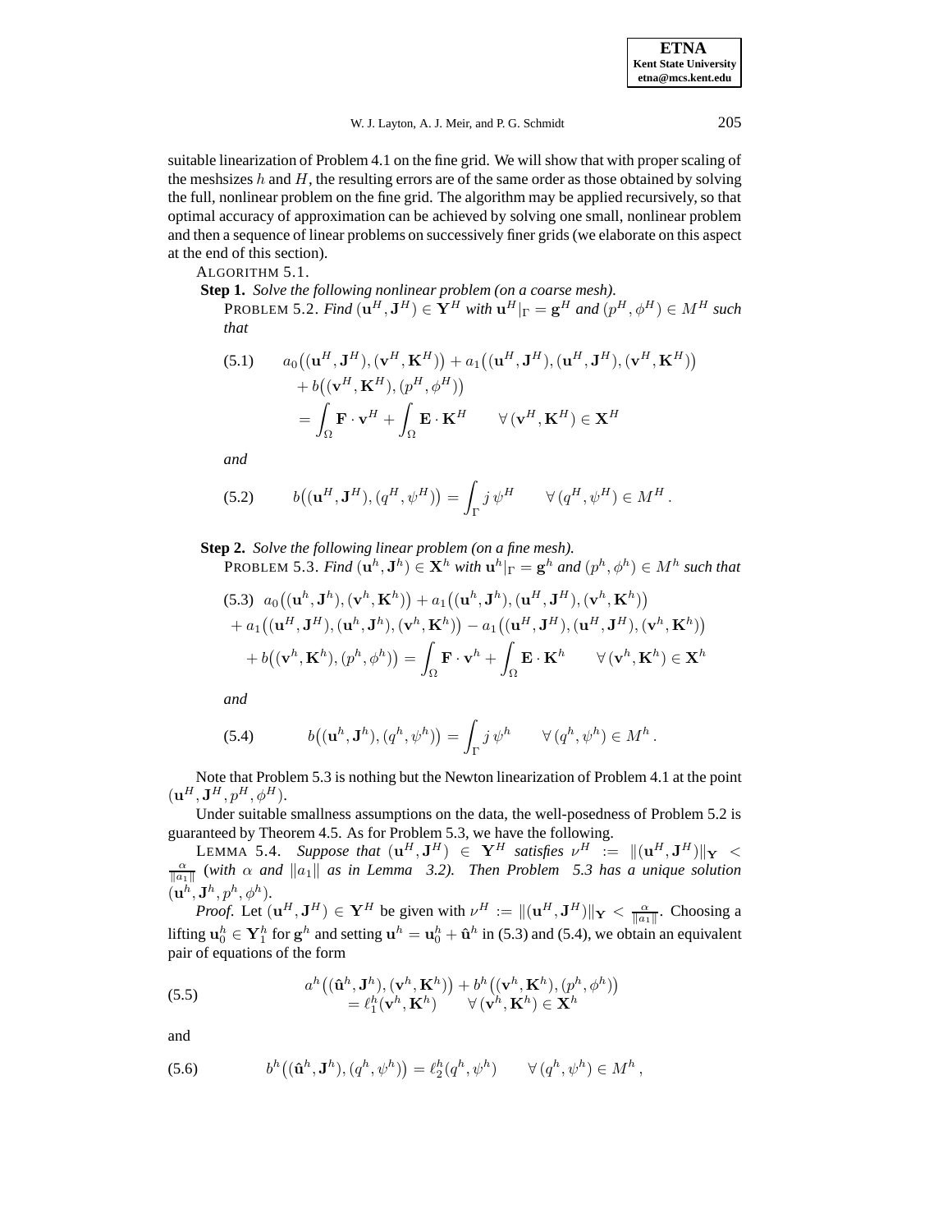suitable linearization of Problem 4.1 on the fine grid. We will show that with proper scaling of the meshsizes $h$ and $H$, the resulting errors are of the same order as those obtained by solving the full, nonlinear problem on the fine grid. The algorithm may be applied recursively, so that optimal accuracy of approximation can be achieved by solving one small, nonlinear problem and then a sequence of linear problems on successively finer grids (we elaborate on this aspect at the end of this section).

ALGORITHM 5.1.

**Step 1.** *Solve the following nonlinear problem (on a coarse mesh).*

PROBLEM 5.2. *Find* $(\mathbf{u}^H, \mathbf{J}^H) \in \mathbf{Y}^H$ *with* $\mathbf{u}^H|_\Gamma = \mathbf{g}^H$ *and* $(p^H, \phi^H) \in M^H$ *such that*

$$
\begin{aligned}
(5.1) \qquad & a_0\big((\mathbf{u}^H, \mathbf{J}^H), (\mathbf{v}^H, \mathbf{K}^H)\big) + a_1\big((\mathbf{u}^H, \mathbf{J}^H), (\mathbf{u}^H, \mathbf{J}^H), (\mathbf{v}^H, \mathbf{K}^H)\big) \\
& + b\big((\mathbf{v}^H, \mathbf{K}^H), (p^H, \phi^H)\big) \\
& = \int_\Omega \mathbf{F} \cdot \mathbf{v}^H + \int_\Omega \mathbf{E} \cdot \mathbf{K}^H \qquad \forall\, (\mathbf{v}^H, \mathbf{K}^H) \in \mathbf{X}^H
\end{aligned}
$$

*and*

$$
(5.2) \qquad b\big((\mathbf{u}^H, \mathbf{J}^H), (q^H, \psi^H)\big) = \int_\Gamma j\, \psi^H \qquad \forall\, (q^H, \psi^H) \in M^H .
$$

**Step 2.** *Solve the following linear problem (on a fine mesh).*

PROBLEM 5.3. *Find* $(\mathbf{u}^h, \mathbf{J}^h) \in \mathbf{X}^h$ *with* $\mathbf{u}^h|_\Gamma = \mathbf{g}^h$ *and* $(p^h, \phi^h) \in M^h$ *such that*

$$
\begin{aligned}
(5.3) \quad & a_0\big((\mathbf{u}^h, \mathbf{J}^h), (\mathbf{v}^h, \mathbf{K}^h)\big) + a_1\big((\mathbf{u}^h, \mathbf{J}^h), (\mathbf{u}^H, \mathbf{J}^H), (\mathbf{v}^h, \mathbf{K}^h)\big) \\
& + a_1\big((\mathbf{u}^H, \mathbf{J}^H), (\mathbf{u}^h, \mathbf{J}^h), (\mathbf{v}^h, \mathbf{K}^h)\big) - a_1\big((\mathbf{u}^H, \mathbf{J}^H), (\mathbf{u}^H, \mathbf{J}^H), (\mathbf{v}^h, \mathbf{K}^h)\big) \\
& + b\big((\mathbf{v}^h, \mathbf{K}^h), (p^h, \phi^h)\big) = \int_\Omega \mathbf{F} \cdot \mathbf{v}^h + \int_\Omega \mathbf{E} \cdot \mathbf{K}^h \qquad \forall\, (\mathbf{v}^h, \mathbf{K}^h) \in \mathbf{X}^h
\end{aligned}
$$

*and*

$$
(5.4) \qquad b\big((\mathbf{u}^h, \mathbf{J}^h), (q^h, \psi^h)\big) = \int_\Gamma j\, \psi^h \qquad \forall\, (q^h, \psi^h) \in M^h .
$$

Note that Problem 5.3 is nothing but the Newton linearization of Problem 4.1 at the point $(\mathbf{u}^H, \mathbf{J}^H, p^H, \phi^H)$.

Under suitable smallness assumptions on the data, the well-posedness of Problem 5.2 is guaranteed by Theorem 4.5. As for Problem 5.3, we have the following.

LEMMA 5.4. *Suppose that* $(\mathbf{u}^H, \mathbf{J}^H) \in \mathbf{Y}^H$ *satisfies* $\nu^H := \|(\mathbf{u}^H, \mathbf{J}^H)\|_{\mathbf{Y}} < \frac{\alpha}{\|a_1\|}$ *(with* $\alpha$ *and* $\|a_1\|$ *as in Lemma 3.2). Then Problem 5.3 has a unique solution* $(\mathbf{u}^h, \mathbf{J}^h, p^h, \phi^h)$.

*Proof.* Let $(\mathbf{u}^H, \mathbf{J}^H) \in \mathbf{Y}^H$ be given with $\nu^H := \|(\mathbf{u}^H, \mathbf{J}^H)\|_{\mathbf{Y}} < \frac{\alpha}{\|a_1\|}$. Choosing a lifting $\mathbf{u}_0^h \in \mathbf{Y}_1^h$ for $\mathbf{g}^h$ and setting $\mathbf{u}^h = \mathbf{u}_0^h + \hat{\mathbf{u}}^h$ in (5.3) and (5.4), we obtain an equivalent pair of equations of the form

$$
(5.5) \qquad
\begin{aligned}
& a^h\big((\hat{\mathbf{u}}^h, \mathbf{J}^h), (\mathbf{v}^h, \mathbf{K}^h)\big) + b^h\big((\mathbf{v}^h, \mathbf{K}^h), (p^h, \phi^h)\big) \\
& = \ell_1^h(\mathbf{v}^h, \mathbf{K}^h) \qquad \forall\, (\mathbf{v}^h, \mathbf{K}^h) \in \mathbf{X}^h
\end{aligned}
$$

and

$$
(5.6) \qquad b^h\big((\hat{\mathbf{u}}^h, \mathbf{J}^h), (q^h, \psi^h)\big) = \ell_2^h(q^h, \psi^h) \qquad \forall\, (q^h, \psi^h) \in M^h ,
$$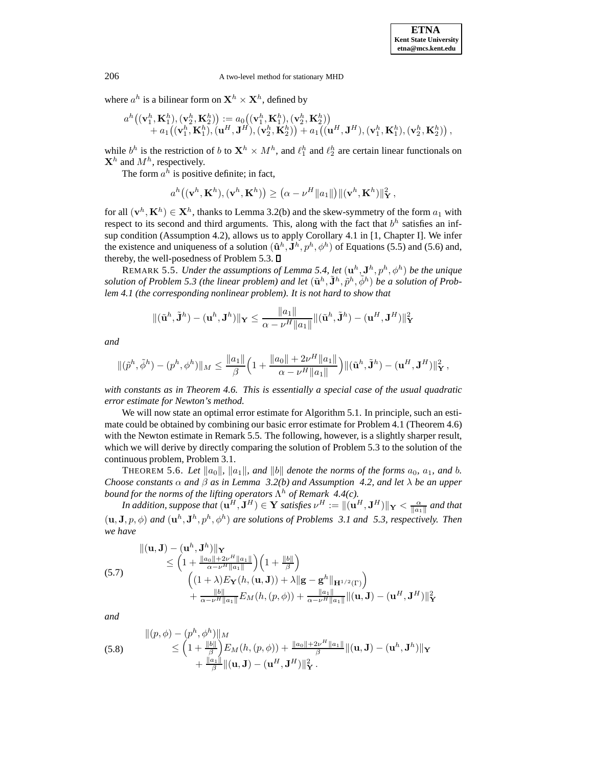where $a^h$ is a bilinear form on $\mathbf{X}^h \times \mathbf{X}^h$, defined by

$$
\begin{aligned}
a^h\big((\mathbf{v}_1^h, \mathbf{K}_1^h), (\mathbf{v}_2^h, \mathbf{K}_2^h)\big) &:= a_0\big((\mathbf{v}_1^h, \mathbf{K}_1^h), (\mathbf{v}_2^h, \mathbf{K}_2^h)\big) \\
&\quad + a_1\big((\mathbf{v}_1^h, \mathbf{K}_1^h), (\mathbf{u}^H, \mathbf{J}^H), (\mathbf{v}_2^h, \mathbf{K}_2^h)\big) + a_1\big((\mathbf{u}^H, \mathbf{J}^H), (\mathbf{v}_1^h, \mathbf{K}_1^h), (\mathbf{v}_2^h, \mathbf{K}_2^h)\big),
\end{aligned}
$$

while $b^h$ is the restriction of $b$ to $\mathbf{X}^h \times M^h$, and $\ell_1^h$ and $\ell_2^h$ are certain linear functionals on $\mathbf{X}^h$ and $M^h$, respectively.

The form $a^h$ is positive definite; in fact,

$$
a^h\big((\mathbf{v}^h, \mathbf{K}^h), (\mathbf{v}^h, \mathbf{K}^h)\big) \geq \big(\alpha - \nu^H \|a_1\|\big) \|(\mathbf{v}^h, \mathbf{K}^h)\|_{\mathbf{Y}}^2,
$$

for all $(\mathbf{v}^h, \mathbf{K}^h) \in \mathbf{X}^h$, thanks to Lemma 3.2(b) and the skew-symmetry of the form $a_1$ with respect to its second and third arguments. This, along with the fact that $b^h$ satisfies an inf-sup condition (Assumption 4.2), allows us to apply Corollary 4.1 in [1, Chapter I]. We infer the existence and uniqueness of a solution $(\hat{\mathbf{u}}^h, \hat{\mathbf{J}}^h, p^h, \phi^h)$ of Equations (5.5) and (5.6) and, thereby, the well-posedness of Problem 5.3. ∎

REMARK 5.5. *Under the assumptions of Lemma 5.4, let $(\mathbf{u}^h, \mathbf{J}^h, p^h, \phi^h)$ be the unique solution of Problem 5.3 (the linear problem) and let $(\tilde{\mathbf{u}}^h, \tilde{\mathbf{J}}^h, \tilde{p}^h, \tilde{\phi}^h)$ be a solution of Problem 4.1 (the corresponding nonlinear problem). It is not hard to show that*

$$
\|(\tilde{\mathbf{u}}^h, \tilde{\mathbf{J}}^h) - (\mathbf{u}^h, \mathbf{J}^h)\|_{\mathbf{Y}} \leq \frac{\|a_1\|}{\alpha - \nu^H \|a_1\|} \|(\tilde{\mathbf{u}}^h, \tilde{\mathbf{J}}^h) - (\mathbf{u}^H, \mathbf{J}^H)\|_{\mathbf{Y}}^2
$$

*and*

$$
\|(\tilde{p}^h, \tilde{\phi}^h) - (p^h, \phi^h)\|_M \leq \frac{\|a_1\|}{\beta} \Big(1 + \frac{\|a_0\| + 2\nu^H \|a_1\|}{\alpha - \nu^H \|a_1\|}\Big) \|(\tilde{\mathbf{u}}^h, \tilde{\mathbf{J}}^h) - (\mathbf{u}^H, \mathbf{J}^H)\|_{\mathbf{Y}}^2,
$$

*with constants as in Theorem 4.6. This is essentially a special case of the usual quadratic error estimate for Newton's method.*

We will now state an optimal error estimate for Algorithm 5.1. In principle, such an estimate could be obtained by combining our basic error estimate for Problem 4.1 (Theorem 4.6) with the Newton estimate in Remark 5.5. The following, however, is a slightly sharper result, which we will derive by directly comparing the solution of Problem 5.3 to the solution of the continuous problem, Problem 3.1.

THEOREM 5.6. *Let $\|a_0\|$, $\|a_1\|$, and $\|b\|$ denote the norms of the forms $a_0$, $a_1$, and $b$. Choose constants $\alpha$ and $\beta$ as in Lemma 3.2(b) and Assumption 4.2, and let $\lambda$ be an upper bound for the norms of the lifting operators $\Lambda^h$ of Remark 4.4(c).*

*In addition, suppose that $(\mathbf{u}^H, \mathbf{J}^H) \in \mathbf{Y}$ satisfies $\nu^H := \|(\mathbf{u}^H, \mathbf{J}^H)\|_{\mathbf{Y}} < \frac{\alpha}{\|a_1\|}$ and that $(\mathbf{u}, \mathbf{J}, p, \phi)$ and $(\mathbf{u}^h, \mathbf{J}^h, p^h, \phi^h)$ are solutions of Problems 3.1 and 5.3, respectively. Then we have*

$$
\begin{aligned}
&\|(\mathbf{u}, \mathbf{J}) - (\mathbf{u}^h, \mathbf{J}^h)\|_{\mathbf{Y}} \\
&\quad \leq \Big(1 + \tfrac{\|a_0\| + 2\nu^H \|a_1\|}{\alpha - \nu^H \|a_1\|}\Big)\Big(1 + \tfrac{\|b\|}{\beta}\Big) \\
&\qquad \Big((1+\lambda) E_{\mathbf{Y}}(h, (\mathbf{u}, \mathbf{J})) + \lambda \|\mathbf{g} - \mathbf{g}^h\|_{\mathbf{H}^{1/2}(\Gamma)}\Big) \\
&\qquad + \tfrac{\|b\|}{\alpha - \nu^H \|a_1\|} E_M(h, (p, \phi)) + \tfrac{\|a_1\|}{\alpha - \nu^H \|a_1\|} \|(\mathbf{u}, \mathbf{J}) - (\mathbf{u}^H, \mathbf{J}^H)\|_{\mathbf{Y}}^2
\end{aligned}
\tag{5.7}
$$

*and*

$$
\begin{aligned}
&\|(p, \phi) - (p^h, \phi^h)\|_M \\
&\quad \leq \Big(1 + \tfrac{\|b\|}{\beta}\Big) E_M(h, (p, \phi)) + \tfrac{\|a_0\| + 2\nu^H \|a_1\|}{\beta} \|(\mathbf{u}, \mathbf{J}) - (\mathbf{u}^h, \mathbf{J}^h)\|_{\mathbf{Y}} \\
&\qquad + \tfrac{\|a_1\|}{\beta} \|(\mathbf{u}, \mathbf{J}) - (\mathbf{u}^H, \mathbf{J}^H)\|_{\mathbf{Y}}^2.
\end{aligned}
\tag{5.8}
$$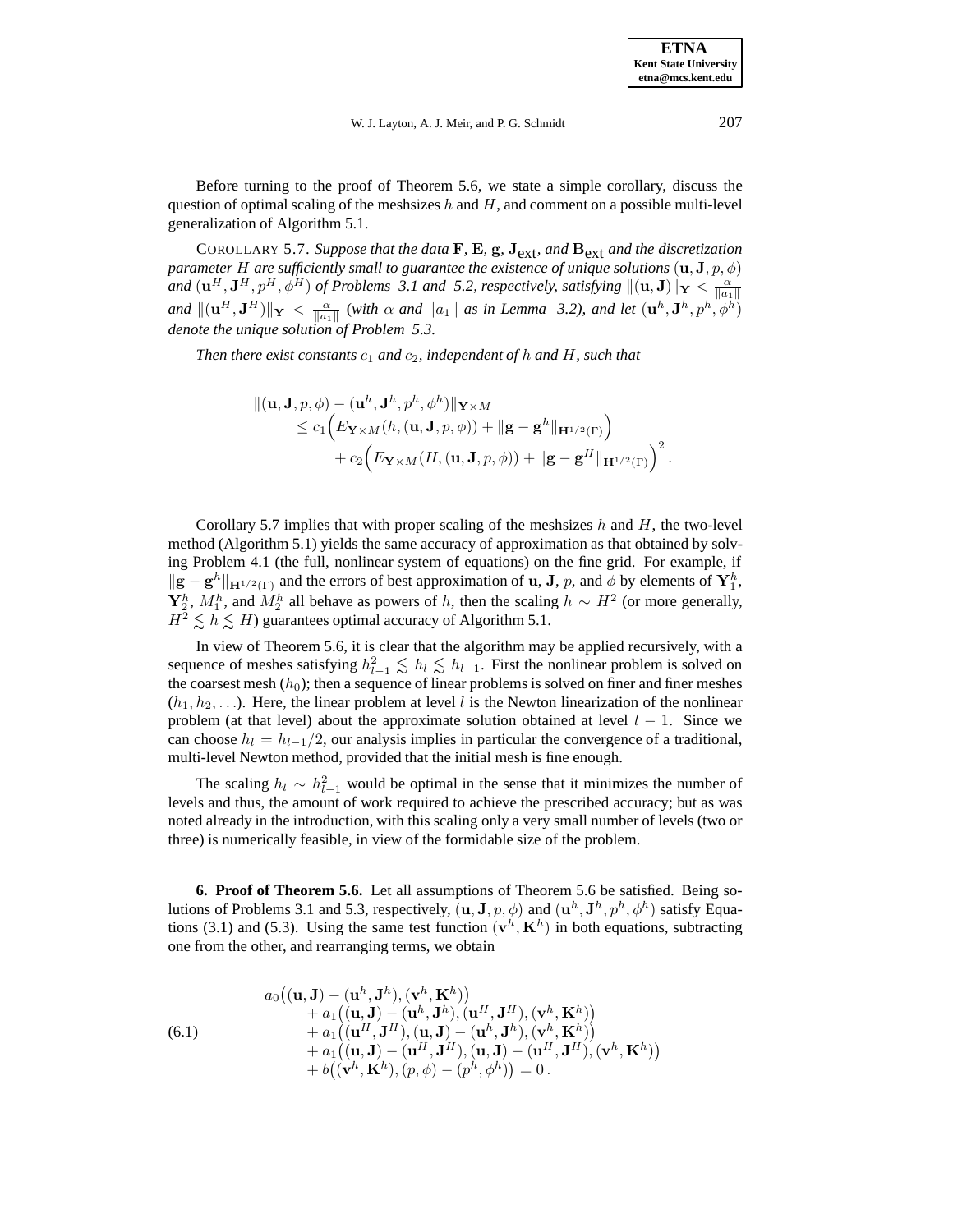Before turning to the proof of Theorem 5.6, we state a simple corollary, discuss the question of optimal scaling of the meshsizes $h$ and $H$, and comment on a possible multi-level generalization of Algorithm 5.1.

COROLLARY 5.7. *Suppose that the data* $\mathbf{F}$, $\mathbf{E}$, $\mathbf{g}$, $\mathbf{J}_{\text{ext}}$, *and* $\mathbf{B}_{\text{ext}}$ *and the discretization parameter* $H$ *are sufficiently small to guarantee the existence of unique solutions* $(\mathbf{u}, \mathbf{J}, p, \phi)$ *and* $(\mathbf{u}^H, \mathbf{J}^H, p^H, \phi^H)$ *of Problems 3.1 and 5.2, respectively, satisfying* $\|(\mathbf{u}, \mathbf{J})\|_{\mathbf{Y}} < \frac{\alpha}{\|a_1\|}$ *and* $\|(\mathbf{u}^H, \mathbf{J}^H)\|_{\mathbf{Y}} < \frac{\alpha}{\|a_1\|}$ *(with* $\alpha$ *and* $\|a_1\|$ *as in Lemma 3.2), and let* $(\mathbf{u}^h, \mathbf{J}^h, p^h, \phi^h)$ *denote the unique solution of Problem 5.3.*

*Then there exist constants* $c_1$ *and* $c_2$*, independent of* $h$ *and* $H$*, such that*

$$
\begin{aligned}
\|(\mathbf{u}, \mathbf{J}, p, \phi) - (\mathbf{u}^h, \mathbf{J}^h, p^h, \phi^h)\|_{\mathbf{Y}\times M} \\
\leq c_1\Big(E_{\mathbf{Y}\times M}(h, (\mathbf{u}, \mathbf{J}, p, \phi)) + \|\mathbf{g} - \mathbf{g}^h\|_{\mathbf{H}^{1/2}(\Gamma)}\Big) \\
+ c_2\Big(E_{\mathbf{Y}\times M}(H, (\mathbf{u}, \mathbf{J}, p, \phi)) + \|\mathbf{g} - \mathbf{g}^H\|_{\mathbf{H}^{1/2}(\Gamma)}\Big)^2 .
\end{aligned}
$$

Corollary 5.7 implies that with proper scaling of the meshsizes $h$ and $H$, the two-level method (Algorithm 5.1) yields the same accuracy of approximation as that obtained by solving Problem 4.1 (the full, nonlinear system of equations) on the fine grid. For example, if $\|\mathbf{g} - \mathbf{g}^h\|_{\mathbf{H}^{1/2}(\Gamma)}$ and the errors of best approximation of $\mathbf{u}$, $\mathbf{J}$, $p$, and $\phi$ by elements of $\mathbf{Y}_1^h$, $\mathbf{Y}_2^h$, $M_1^h$, and $M_2^h$ all behave as powers of $h$, then the scaling $h \sim H^2$ (or more generally, $H^2 \lesssim h \lesssim H$) guarantees optimal accuracy of Algorithm 5.1.

In view of Theorem 5.6, it is clear that the algorithm may be applied recursively, with a sequence of meshes satisfying $h_{l-1}^2 \lesssim h_l \lesssim h_{l-1}$. First the nonlinear problem is solved on the coarsest mesh ($h_0$); then a sequence of linear problems is solved on finer and finer meshes ($h_1, h_2, \ldots$). Here, the linear problem at level $l$ is the Newton linearization of the nonlinear problem (at that level) about the approximate solution obtained at level $l-1$. Since we can choose $h_l = h_{l-1}/2$, our analysis implies in particular the convergence of a traditional, multi-level Newton method, provided that the initial mesh is fine enough.

The scaling $h_l \sim h_{l-1}^2$ would be optimal in the sense that it minimizes the number of levels and thus, the amount of work required to achieve the prescribed accuracy; but as was noted already in the introduction, with this scaling only a very small number of levels (two or three) is numerically feasible, in view of the formidable size of the problem.

**6. Proof of Theorem 5.6.** Let all assumptions of Theorem 5.6 be satisfied. Being solutions of Problems 3.1 and 5.3, respectively, $(\mathbf{u}, \mathbf{J}, p, \phi)$ and $(\mathbf{u}^h, \mathbf{J}^h, p^h, \phi^h)$ satisfy Equations (3.1) and (5.3). Using the same test function $(\mathbf{v}^h, \mathbf{K}^h)$ in both equations, subtracting one from the other, and rearranging terms, we obtain

$$
\begin{aligned}
a_0\big((\mathbf{u}, \mathbf{J}) - (\mathbf{u}^h, \mathbf{J}^h), (\mathbf{v}^h, \mathbf{K}^h)\big) \\
+ a_1\big((\mathbf{u}, \mathbf{J}) - (\mathbf{u}^h, \mathbf{J}^h), (\mathbf{u}^H, \mathbf{J}^H), (\mathbf{v}^h, \mathbf{K}^h)\big) \\
+ a_1\big((\mathbf{u}^H, \mathbf{J}^H), (\mathbf{u}, \mathbf{J}) - (\mathbf{u}^h, \mathbf{J}^h), (\mathbf{v}^h, \mathbf{K}^h)\big) \\
+ a_1\big((\mathbf{u}, \mathbf{J}) - (\mathbf{u}^H, \mathbf{J}^H), (\mathbf{u}, \mathbf{J}) - (\mathbf{u}^H, \mathbf{J}^H), (\mathbf{v}^h, \mathbf{K}^h)\big) \\
+ b\big((\mathbf{v}^h, \mathbf{K}^h), (p, \phi) - (p^h, \phi^h)\big) = 0 .
\end{aligned}
\tag{6.1}
$$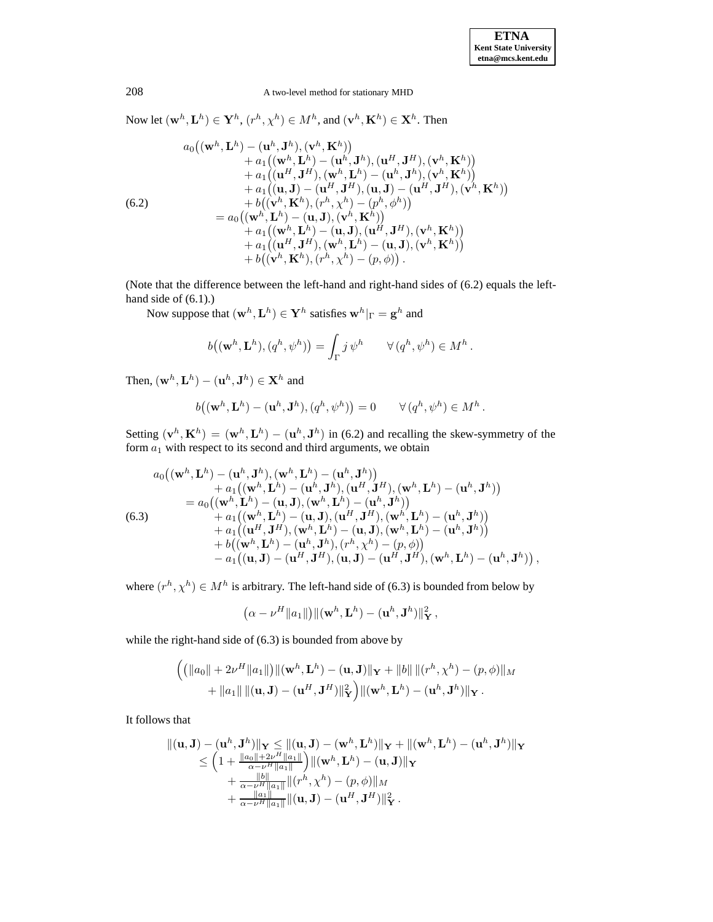Now let $(\mathbf{w}^h, \mathbf{L}^h) \in \mathbf{Y}^h$, $(r^h, \chi^h) \in M^h$, and $(\mathbf{v}^h, \mathbf{K}^h) \in \mathbf{X}^h$. Then

$$
\begin{aligned}
&a_0\big((\mathbf{w}^h, \mathbf{L}^h) - (\mathbf{u}^h, \mathbf{J}^h), (\mathbf{v}^h, \mathbf{K}^h)\big) \\
&\quad + a_1\big((\mathbf{w}^h, \mathbf{L}^h) - (\mathbf{u}^h, \mathbf{J}^h), (\mathbf{u}^H, \mathbf{J}^H), (\mathbf{v}^h, \mathbf{K}^h)\big) \\
&\quad + a_1\big((\mathbf{u}^H, \mathbf{J}^H), (\mathbf{w}^h, \mathbf{L}^h) - (\mathbf{u}^h, \mathbf{J}^h), (\mathbf{v}^h, \mathbf{K}^h)\big) \\
&\quad + a_1\big((\mathbf{u}, \mathbf{J}) - (\mathbf{u}^H, \mathbf{J}^H), (\mathbf{u}, \mathbf{J}) - (\mathbf{u}^H, \mathbf{J}^H), (\mathbf{v}^h, \mathbf{K}^h)\big) \\
&\quad + b\big((\mathbf{v}^h, \mathbf{K}^h), (r^h, \chi^h) - (p^h, \phi^h)\big) \\
&= a_0\big((\mathbf{w}^h, \mathbf{L}^h) - (\mathbf{u}, \mathbf{J}), (\mathbf{v}^h, \mathbf{K}^h)\big) \\
&\quad + a_1\big((\mathbf{w}^h, \mathbf{L}^h) - (\mathbf{u}, \mathbf{J}), (\mathbf{u}^H, \mathbf{J}^H), (\mathbf{v}^h, \mathbf{K}^h)\big) \\
&\quad + a_1\big((\mathbf{u}^H, \mathbf{J}^H), (\mathbf{w}^h, \mathbf{L}^h) - (\mathbf{u}, \mathbf{J}), (\mathbf{v}^h, \mathbf{K}^h)\big) \\
&\quad + b\big((\mathbf{v}^h, \mathbf{K}^h), (r^h, \chi^h) - (p, \phi)\big) .
\end{aligned} \tag{6.2}
$$

(Note that the difference between the left-hand and right-hand sides of (6.2) equals the left-hand side of (6.1).)

Now suppose that $(\mathbf{w}^h, \mathbf{L}^h) \in \mathbf{Y}^h$ satisfies $\mathbf{w}^h|_\Gamma = \mathbf{g}^h$ and

$$
b\big((\mathbf{w}^h, \mathbf{L}^h), (q^h, \psi^h)\big) = \int_\Gamma j\,\psi^h \qquad \forall\,(q^h, \psi^h) \in M^h .
$$

Then, $(\mathbf{w}^h, \mathbf{L}^h) - (\mathbf{u}^h, \mathbf{J}^h) \in \mathbf{X}^h$ and

$$
b\big((\mathbf{w}^h, \mathbf{L}^h) - (\mathbf{u}^h, \mathbf{J}^h), (q^h, \psi^h)\big) = 0 \qquad \forall\,(q^h, \psi^h) \in M^h .
$$

Setting $(\mathbf{v}^h, \mathbf{K}^h) = (\mathbf{w}^h, \mathbf{L}^h) - (\mathbf{u}^h, \mathbf{J}^h)$ in (6.2) and recalling the skew-symmetry of the form $a_1$ with respect to its second and third arguments, we obtain

$$
\begin{aligned}
&a_0\big((\mathbf{w}^h, \mathbf{L}^h) - (\mathbf{u}^h, \mathbf{J}^h), (\mathbf{w}^h, \mathbf{L}^h) - (\mathbf{u}^h, \mathbf{J}^h)\big) \\
&\quad + a_1\big((\mathbf{w}^h, \mathbf{L}^h) - (\mathbf{u}^h, \mathbf{J}^h), (\mathbf{u}^H, \mathbf{J}^H), (\mathbf{w}^h, \mathbf{L}^h) - (\mathbf{u}^h, \mathbf{J}^h)\big) \\
&= a_0\big((\mathbf{w}^h, \mathbf{L}^h) - (\mathbf{u}, \mathbf{J}), (\mathbf{w}^h, \mathbf{L}^h) - (\mathbf{u}^h, \mathbf{J}^h)\big) \\
&\quad + a_1\big((\mathbf{w}^h, \mathbf{L}^h) - (\mathbf{u}, \mathbf{J}), (\mathbf{u}^H, \mathbf{J}^H), (\mathbf{w}^h, \mathbf{L}^h) - (\mathbf{u}^h, \mathbf{J}^h)\big) \\
&\quad + a_1\big((\mathbf{u}^H, \mathbf{J}^H), (\mathbf{w}^h, \mathbf{L}^h) - (\mathbf{u}, \mathbf{J}), (\mathbf{w}^h, \mathbf{L}^h) - (\mathbf{u}^h, \mathbf{J}^h)\big) \\
&\quad + b\big((\mathbf{w}^h, \mathbf{L}^h) - (\mathbf{u}^h, \mathbf{J}^h), (r^h, \chi^h) - (p, \phi)\big) \\
&\quad - a_1\big((\mathbf{u}, \mathbf{J}) - (\mathbf{u}^H, \mathbf{J}^H), (\mathbf{u}, \mathbf{J}) - (\mathbf{u}^H, \mathbf{J}^H), (\mathbf{w}^h, \mathbf{L}^h) - (\mathbf{u}^h, \mathbf{J}^h)\big) ,
\end{aligned} \tag{6.3}
$$

where $(r^h, \chi^h) \in M^h$ is arbitrary. The left-hand side of (6.3) is bounded from below by

$$
\big(\alpha - \nu^H \|a_1\|\big) \|(\mathbf{w}^h, \mathbf{L}^h) - (\mathbf{u}^h, \mathbf{J}^h)\|^2_{\mathbf{Y}} ,
$$

while the right-hand side of (6.3) is bounded from above by

$$
\begin{aligned}
\Big(&\big(\|a_0\| + 2\nu^H \|a_1\|\big) \|(\mathbf{w}^h, \mathbf{L}^h) - (\mathbf{u}, \mathbf{J})\|_{\mathbf{Y}} + \|b\|\, \|(r^h, \chi^h) - (p, \phi)\|_M \\
&+ \|a_1\|\, \|(\mathbf{u}, \mathbf{J}) - (\mathbf{u}^H, \mathbf{J}^H)\|^2_{\mathbf{Y}}\Big) \|(\mathbf{w}^h, \mathbf{L}^h) - (\mathbf{u}^h, \mathbf{J}^h)\|_{\mathbf{Y}} .
\end{aligned}
$$

It follows that

$$
\begin{aligned}
\|(\mathbf{u}, \mathbf{J}) - (\mathbf{u}^h, \mathbf{J}^h)\|_{\mathbf{Y}} &\le \|(\mathbf{u}, \mathbf{J}) - (\mathbf{w}^h, \mathbf{L}^h)\|_{\mathbf{Y}} + \|(\mathbf{w}^h, \mathbf{L}^h) - (\mathbf{u}^h, \mathbf{J}^h)\|_{\mathbf{Y}} \\
&\le \Big(1 + \tfrac{\|a_0\| + 2\nu^H \|a_1\|}{\alpha - \nu^H \|a_1\|}\Big) \|(\mathbf{w}^h, \mathbf{L}^h) - (\mathbf{u}, \mathbf{J})\|_{\mathbf{Y}} \\
&\quad + \tfrac{\|b\|}{\alpha - \nu^H \|a_1\|} \|(r^h, \chi^h) - (p, \phi)\|_M \\
&\quad + \tfrac{\|a_1\|}{\alpha - \nu^H \|a_1\|} \|(\mathbf{u}, \mathbf{J}) - (\mathbf{u}^H, \mathbf{J}^H)\|^2_{\mathbf{Y}} .
\end{aligned}
$$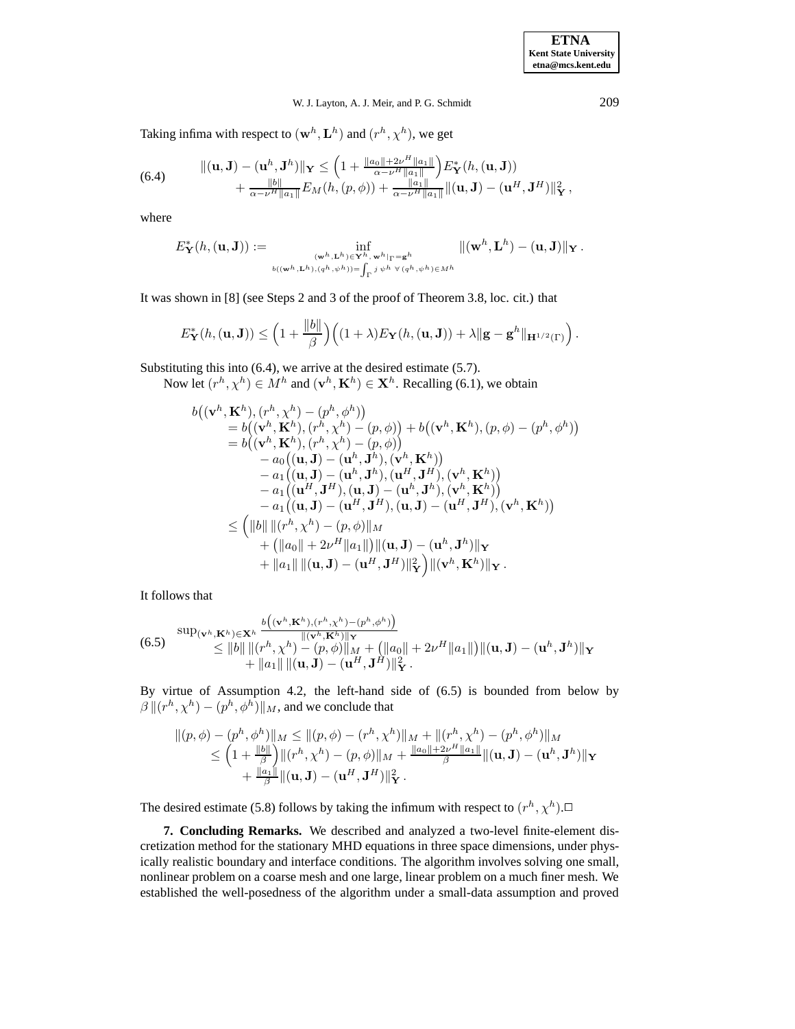Taking infima with respect to $(\mathbf{w}^h, \mathbf{L}^h)$ and $(r^h, \chi^h)$, we get

$$
\begin{aligned}
\|(\mathbf{u}, \mathbf{J}) - (\mathbf{u}^h, \mathbf{J}^h)\|_{\mathbf{Y}} \le \Big(1 + \tfrac{\|a_0\| + 2\nu^H \|a_1\|}{\alpha - \nu^H \|a_1\|}\Big) E^*_{\mathbf{Y}}(h, (\mathbf{u}, \mathbf{J})) \\
+ \tfrac{\|b\|}{\alpha - \nu^H \|a_1\|} E_M(h, (p, \phi)) + \tfrac{\|a_1\|}{\alpha - \nu^H \|a_1\|} \|(\mathbf{u}, \mathbf{J}) - (\mathbf{u}^H, \mathbf{J}^H)\|^2_{\mathbf{Y}} ,
\end{aligned}
\tag{6.4}
$$

where

$$
E^*_{\mathbf{Y}}(h, (\mathbf{u}, \mathbf{J})) := \inf_{\substack{(\mathbf{w}^h, \mathbf{L}^h) \in \mathbf{Y}^h,\ \mathbf{w}^h|_\Gamma = \mathbf{g}^h \\ b((\mathbf{w}^h, \mathbf{L}^h), (q^h, \psi^h)) = \int_\Gamma j\, \psi^h \ \forall (q^h, \psi^h) \in M^h}} \|(\mathbf{w}^h, \mathbf{L}^h) - (\mathbf{u}, \mathbf{J})\|_{\mathbf{Y}} .
$$

It was shown in [8] (see Steps 2 and 3 of the proof of Theorem 3.8, loc. cit.) that

$$
E^*_{\mathbf{Y}}(h, (\mathbf{u}, \mathbf{J})) \le \Big(1 + \frac{\|b\|}{\beta}\Big) \Big((1 + \lambda) E_{\mathbf{Y}}(h, (\mathbf{u}, \mathbf{J})) + \lambda \|\mathbf{g} - \mathbf{g}^h\|_{\mathbf{H}^{1/2}(\Gamma)}\Big) .
$$

Substituting this into (6.4), we arrive at the desired estimate (5.7).

Now let $(r^h, \chi^h) \in M^h$ and $(\mathbf{v}^h, \mathbf{K}^h) \in \mathbf{X}^h$. Recalling (6.1), we obtain

$$
\begin{aligned}
b\big((\mathbf{v}^h, \mathbf{K}^h), (r^h, \chi^h) - (p^h, \phi^h)\big) \\
&= b\big((\mathbf{v}^h, \mathbf{K}^h), (r^h, \chi^h) - (p, \phi)\big) + b\big((\mathbf{v}^h, \mathbf{K}^h), (p, \phi) - (p^h, \phi^h)\big) \\
&= b\big((\mathbf{v}^h, \mathbf{K}^h), (r^h, \chi^h) - (p, \phi)\big) \\
&\quad - a_0\big((\mathbf{u}, \mathbf{J}) - (\mathbf{u}^h, \mathbf{J}^h), (\mathbf{v}^h, \mathbf{K}^h)\big) \\
&\quad - a_1\big((\mathbf{u}, \mathbf{J}) - (\mathbf{u}^h, \mathbf{J}^h), (\mathbf{u}^H, \mathbf{J}^H), (\mathbf{v}^h, \mathbf{K}^h)\big) \\
&\quad - a_1\big((\mathbf{u}^H, \mathbf{J}^H), (\mathbf{u}, \mathbf{J}) - (\mathbf{u}^h, \mathbf{J}^h), (\mathbf{v}^h, \mathbf{K}^h)\big) \\
&\quad - a_1\big((\mathbf{u}, \mathbf{J}) - (\mathbf{u}^H, \mathbf{J}^H), (\mathbf{u}, \mathbf{J}) - (\mathbf{u}^H, \mathbf{J}^H), (\mathbf{v}^h, \mathbf{K}^h)\big) \\
&\le \Big( \|b\| \, \|(r^h, \chi^h) - (p, \phi)\|_M \\
&\quad + \big(\|a_0\| + 2\nu^H \|a_1\|\big) \|(\mathbf{u}, \mathbf{J}) - (\mathbf{u}^h, \mathbf{J}^h)\|_{\mathbf{Y}} \\
&\quad + \|a_1\| \, \|(\mathbf{u}, \mathbf{J}) - (\mathbf{u}^H, \mathbf{J}^H)\|^2_{\mathbf{Y}} \Big) \|(\mathbf{v}^h, \mathbf{K}^h)\|_{\mathbf{Y}} .
\end{aligned}
$$

It follows that

$$
\begin{aligned}
\sup_{(\mathbf{v}^h, \mathbf{K}^h) \in \mathbf{X}^h} \frac{b\big((\mathbf{v}^h, \mathbf{K}^h), (r^h, \chi^h) - (p^h, \phi^h)\big)}{\|(\mathbf{v}^h, \mathbf{K}^h)\|_{\mathbf{Y}}} \\
\le \|b\| \, \|(r^h, \chi^h) - (p, \phi)\|_M + \big(\|a_0\| + 2\nu^H \|a_1\|\big) \|(\mathbf{u}, \mathbf{J}) - (\mathbf{u}^h, \mathbf{J}^h)\|_{\mathbf{Y}} \\
+ \|a_1\| \, \|(\mathbf{u}, \mathbf{J}) - (\mathbf{u}^H, \mathbf{J}^H)\|^2_{\mathbf{Y}} .
\end{aligned}
\tag{6.5}
$$

By virtue of Assumption 4.2, the left-hand side of (6.5) is bounded from below by $\beta \, \|(r^h, \chi^h) - (p^h, \phi^h)\|_M$, and we conclude that

$$
\begin{aligned}
\|(p, \phi) - (p^h, \phi^h)\|_M &\le \|(p, \phi) - (r^h, \chi^h)\|_M + \|(r^h, \chi^h) - (p^h, \phi^h)\|_M \\
&\le \Big(1 + \tfrac{\|b\|}{\beta}\Big) \|(r^h, \chi^h) - (p, \phi)\|_M + \tfrac{\|a_0\| + 2\nu^H \|a_1\|}{\beta} \|(\mathbf{u}, \mathbf{J}) - (\mathbf{u}^h, \mathbf{J}^h)\|_{\mathbf{Y}} \\
&\quad + \tfrac{\|a_1\|}{\beta} \|(\mathbf{u}, \mathbf{J}) - (\mathbf{u}^H, \mathbf{J}^H)\|^2_{\mathbf{Y}} .
\end{aligned}
$$

The desired estimate (5.8) follows by taking the infimum with respect to $(r^h, \chi^h)$.□

**7. Concluding Remarks.** We described and analyzed a two-level finite-element discretization method for the stationary MHD equations in three space dimensions, under physically realistic boundary and interface conditions. The algorithm involves solving one small, nonlinear problem on a coarse mesh and one large, linear problem on a much finer mesh. We established the well-posedness of the algorithm under a small-data assumption and proved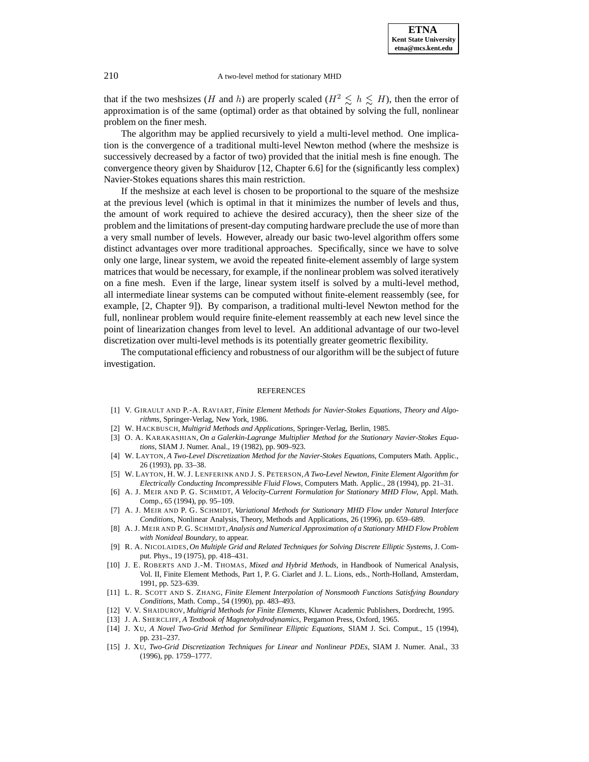that if the two meshsizes ($H$ and $h$) are properly scaled ($H^2 \lesssim h \lesssim H$), then the error of approximation is of the same (optimal) order as that obtained by solving the full, nonlinear problem on the finer mesh.

The algorithm may be applied recursively to yield a multi-level method. One implication is the convergence of a traditional multi-level Newton method (where the meshsize is successively decreased by a factor of two) provided that the initial mesh is fine enough. The convergence theory given by Shaidurov [12, Chapter 6.6] for the (significantly less complex) Navier-Stokes equations shares this main restriction.

If the meshsize at each level is chosen to be proportional to the square of the meshsize at the previous level (which is optimal in that it minimizes the number of levels and thus, the amount of work required to achieve the desired accuracy), then the sheer size of the problem and the limitations of present-day computing hardware preclude the use of more than a very small number of levels. However, already our basic two-level algorithm offers some distinct advantages over more traditional approaches. Specifically, since we have to solve only one large, linear system, we avoid the repeated finite-element assembly of large system matrices that would be necessary, for example, if the nonlinear problem was solved iteratively on a fine mesh. Even if the large, linear system itself is solved by a multi-level method, all intermediate linear systems can be computed without finite-element reassembly (see, for example, [2, Chapter 9]). By comparison, a traditional multi-level Newton method for the full, nonlinear problem would require finite-element reassembly at each new level since the point of linearization changes from level to level. An additional advantage of our two-level discretization over multi-level methods is its potentially greater geometric flexibility.

The computational efficiency and robustness of our algorithm will be the subject of future investigation.

## REFERENCES

[1] V. Girault and P.-A. Raviart, *Finite Element Methods for Navier-Stokes Equations, Theory and Algorithms*, Springer-Verlag, New York, 1986.

[2] W. Hackbusch, *Multigrid Methods and Applications*, Springer-Verlag, Berlin, 1985.

[3] O. A. Karakashian, *On a Galerkin-Lagrange Multiplier Method for the Stationary Navier-Stokes Equations*, SIAM J. Numer. Anal., 19 (1982), pp. 909–923.

[4] W. Layton, *A Two-Level Discretization Method for the Navier-Stokes Equations*, Computers Math. Applic., 26 (1993), pp. 33–38.

[5] W. Layton, H. W. J. Lenferink and J. S. Peterson, *A Two-Level Newton, Finite Element Algorithm for Electrically Conducting Incompressible Fluid Flows*, Computers Math. Applic., 28 (1994), pp. 21–31.

[6] A. J. Meir and P. G. Schmidt, *A Velocity-Current Formulation for Stationary MHD Flow*, Appl. Math. Comp., 65 (1994), pp. 95–109.

[7] A. J. Meir and P. G. Schmidt, *Variational Methods for Stationary MHD Flow under Natural Interface Conditions*, Nonlinear Analysis, Theory, Methods and Applications, 26 (1996), pp. 659–689.

[8] A. J. Meir and P. G. Schmidt, *Analysis and Numerical Approximation of a Stationary MHD Flow Problem with Nonideal Boundary*, to appear.

[9] R. A. Nicolaides, *On Multiple Grid and Related Techniques for Solving Discrete Elliptic Systems*, J. Comput. Phys., 19 (1975), pp. 418–431.

[10] J. E. Roberts and J.-M. Thomas, *Mixed and Hybrid Methods*, in Handbook of Numerical Analysis, Vol. II, Finite Element Methods, Part 1, P. G. Ciarlet and J. L. Lions, eds., North-Holland, Amsterdam, 1991, pp. 523–639.

[11] L. R. Scott and S. Zhang, *Finite Element Interpolation of Nonsmooth Functions Satisfying Boundary Conditions*, Math. Comp., 54 (1990), pp. 483–493.

[12] V. V. Shaidurov, *Multigrid Methods for Finite Elements*, Kluwer Academic Publishers, Dordrecht, 1995.

[13] J. A. Shercliff, *A Textbook of Magnetohydrodynamics*, Pergamon Press, Oxford, 1965.

[14] J. Xu, *A Novel Two-Grid Method for Semilinear Elliptic Equations*, SIAM J. Sci. Comput., 15 (1994), pp. 231–237.

[15] J. Xu, *Two-Grid Discretization Techniques for Linear and Nonlinear PDEs*, SIAM J. Numer. Anal., 33 (1996), pp. 1759–1777.